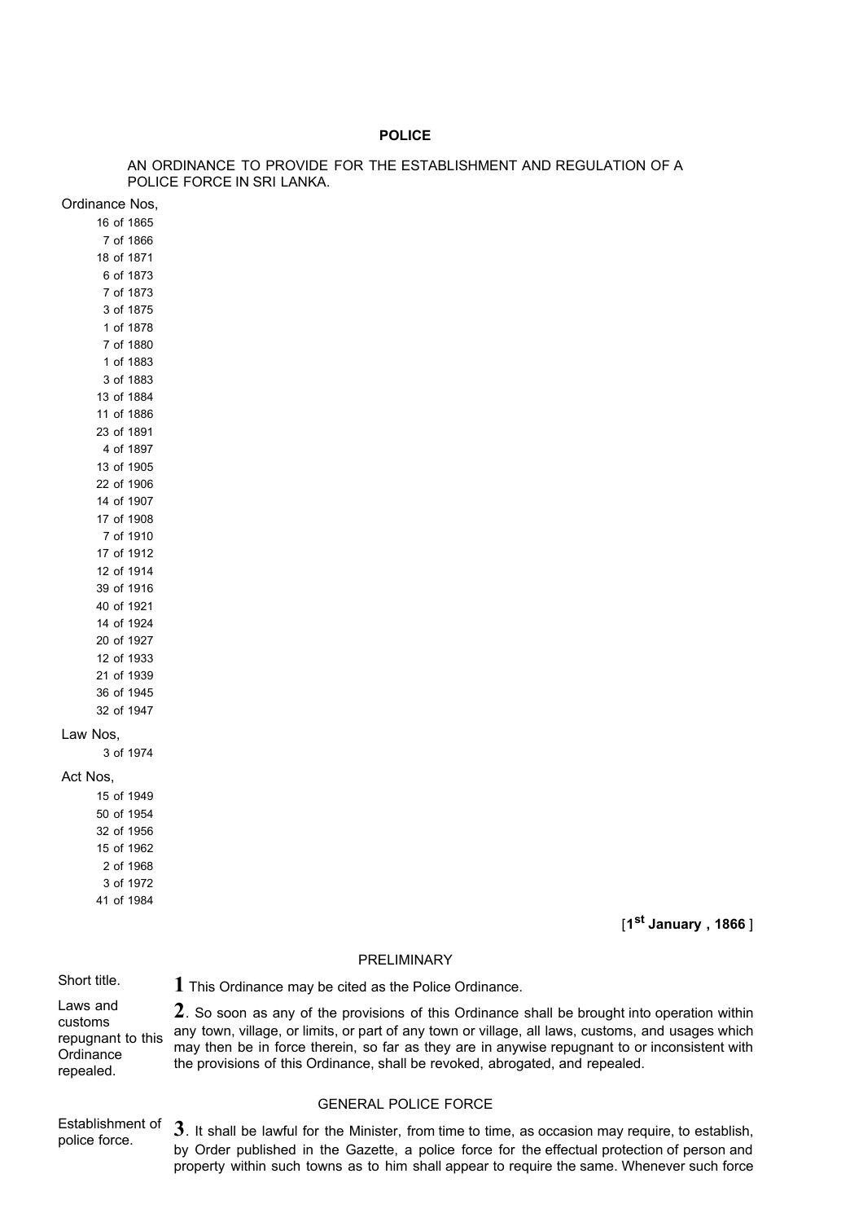# POLICE

AN ORDINANCE TO PROVIDE FOR THE ESTABLISHMENT AND REGULATION OF A POLICE FORCE IN SRI LANKA.

Ordinance Nos,
16 of 1865
7 of 1866
18 of 1871
6 of 1873
7 of 1873
3 of 1875
1 of 1878
7 of 1880
1 of 1883
3 of 1883
13 of 1884
11 of 1886
23 of 1891
4 of 1897
13 of 1905
22 of 1906
14 of 1907
17 of 1908
7 of 1910
17 of 1912
12 of 1914
39 of 1916
40 of 1921
14 of 1924
20 of 1927
12 of 1933
21 of 1939
36 of 1945
32 of 1947

Law Nos,
3 of 1974

Act Nos,
15 of 1949
50 of 1954
32 of 1956
15 of 1962
2 of 1968
3 of 1972
41 of 1984

[**1st January , 1866** ]

## PRELIMINARY

Short title.

**1** This Ordinance may be cited as the Police Ordinance.

Laws and customs repugnant to this Ordinance repealed.

**2**. So soon as any of the provisions of this Ordinance shall be brought into operation within any town, village, or limits, or part of any town or village, all laws, customs, and usages which may then be in force therein, so far as they are in anywise repugnant to or inconsistent with the provisions of this Ordinance, shall be revoked, abrogated, and repealed.

## GENERAL POLICE FORCE

Establishment of police force.

**3**. It shall be lawful for the Minister, from time to time, as occasion may require, to establish, by Order published in the Gazette, a police force for the effectual protection of person and property within such towns as to him shall appear to require the same. Whenever such force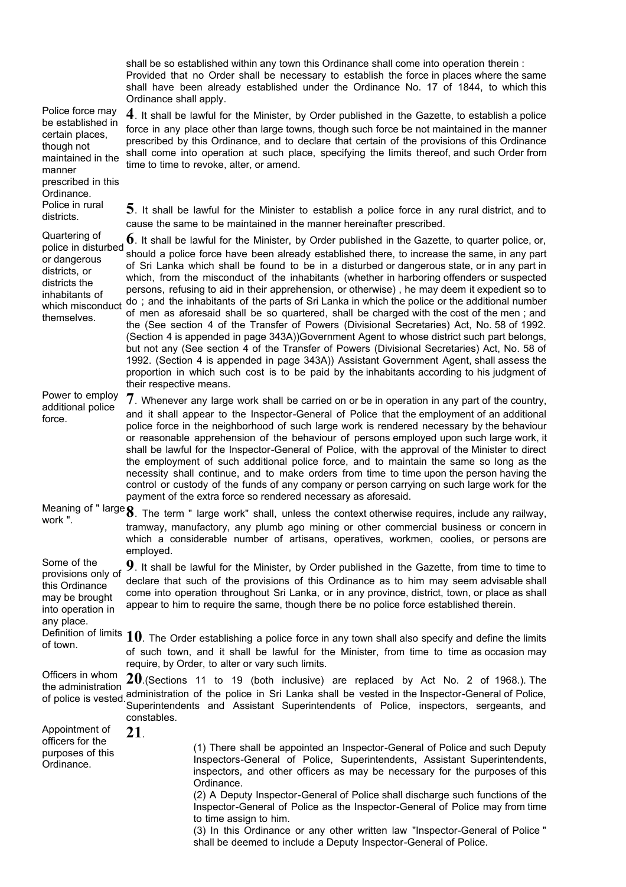shall be so established within any town this Ordinance shall come into operation therein : Provided that no Order shall be necessary to establish the force in places where the same shall have been already established under the Ordinance No. 17 of 1844, to which this Ordinance shall apply.

*Police force may be established in certain places, though not maintained in the manner prescribed in this Ordinance.*

**4**. It shall be lawful for the Minister, by Order published in the Gazette, to establish a police force in any place other than large towns, though such force be not maintained in the manner prescribed by this Ordinance, and to declare that certain of the provisions of this Ordinance shall come into operation at such place, specifying the limits thereof, and such Order from time to time to revoke, alter, or amend.

*Police in rural districts.*

**5**. It shall be lawful for the Minister to establish a police force in any rural district, and to cause the same to be maintained in the manner hereinafter prescribed.

*Quartering of police in disturbed or dangerous districts, or districts the inhabitants of which misconduct themselves.*

**6**. It shall be lawful for the Minister, by Order published in the Gazette, to quarter police, or, should a police force have been already established there, to increase the same, in any part of Sri Lanka which shall be found to be in a disturbed or dangerous state, or in any part in which, from the misconduct of the inhabitants (whether in harboring offenders or suspected persons, refusing to aid in their apprehension, or otherwise) , he may deem it expedient so to do ; and the inhabitants of the parts of Sri Lanka in which the police or the additional number of men as aforesaid shall be so quartered, shall be charged with the cost of the men ; and the (See section 4 of the Transfer of Powers (Divisional Secretaries) Act, No. 58 of 1992. (Section 4 is appended in page 343A))Government Agent to whose district such part belongs, but not any (See section 4 of the Transfer of Powers (Divisional Secretaries) Act, No. 58 of 1992. (Section 4 is appended in page 343A)) Assistant Government Agent, shall assess the proportion in which such cost is to be paid by the inhabitants according to his judgment of their respective means.

*Power to employ additional police force.*

**7**. Whenever any large work shall be carried on or be in operation in any part of the country, and it shall appear to the Inspector-General of Police that the employment of an additional police force in the neighborhood of such large work is rendered necessary by the behaviour or reasonable apprehension of the behaviour of persons employed upon such large work, it shall be lawful for the Inspector-General of Police, with the approval of the Minister to direct the employment of such additional police force, and to maintain the same so long as the necessity shall continue, and to make orders from time to time upon the person having the control or custody of the funds of any company or person carrying on such large work for the payment of the extra force so rendered necessary as aforesaid.

*Meaning of " large work ".*

**8**. The term " large work" shall, unless the context otherwise requires, include any railway, tramway, manufactory, any plumb ago mining or other commercial business or concern in which a considerable number of artisans, operatives, workmen, coolies, or persons are employed.

*Some of the provisions only of this Ordinance may be brought into operation in any place.*

**9**. It shall be lawful for the Minister, by Order published in the Gazette, from time to time to declare that such of the provisions of this Ordinance as to him may seem advisable shall come into operation throughout Sri Lanka, or in any province, district, town, or place as shall appear to him to require the same, though there be no police force established therein.

*Definition of limits of town.*

**10**. The Order establishing a police force in any town shall also specify and define the limits of such town, and it shall be lawful for the Minister, from time to time as occasion may require, by Order, to alter or vary such limits.

*Officers in whom the administration of police is vested.*

**20**.(Sections 11 to 19 (both inclusive) are replaced by Act No. 2 of 1968.). The administration of the police in Sri Lanka shall be vested in the Inspector-General of Police, Superintendents and Assistant Superintendents of Police, inspectors, sergeants, and constables.

*Appointment of officers for the purposes of this Ordinance.*

**21**.

(1) There shall be appointed an Inspector-General of Police and such Deputy Inspectors-General of Police, Superintendents, Assistant Superintendents, inspectors, and other officers as may be necessary for the purposes of this Ordinance.

(2) A Deputy Inspector-General of Police shall discharge such functions of the Inspector-General of Police as the Inspector-General of Police may from time to time assign to him.

(3) In this Ordinance or any other written law "Inspector-General of Police " shall be deemed to include a Deputy Inspector-General of Police.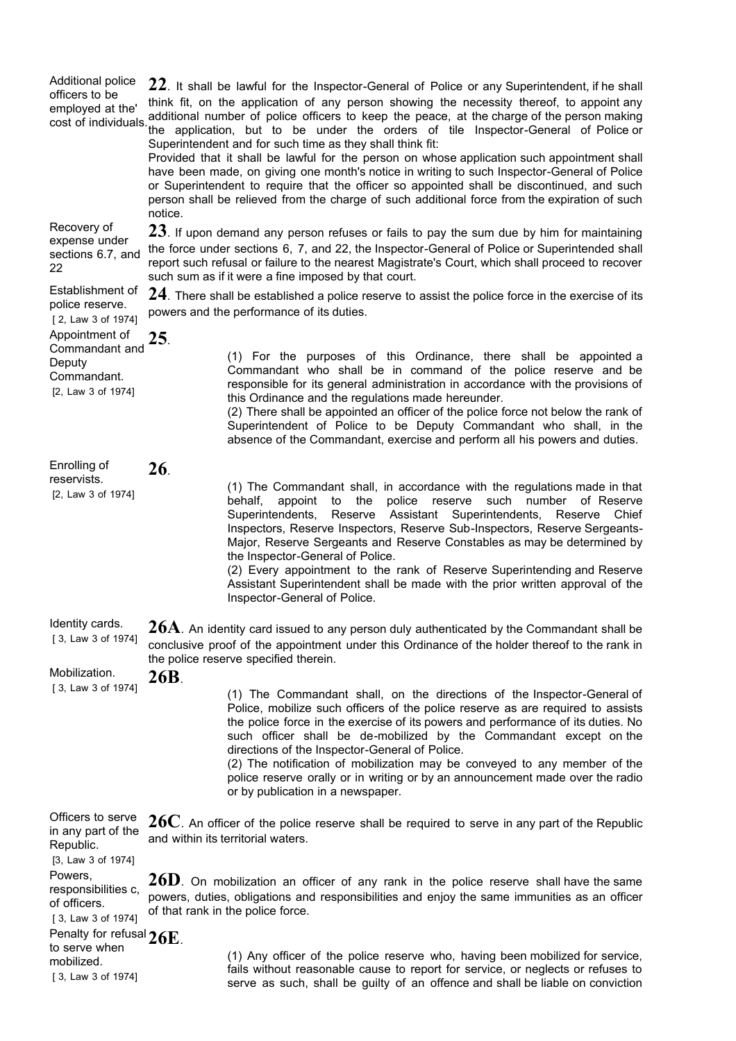**Additional police officers to be employed at the' cost of individuals.**

**22**. It shall be lawful for the Inspector-General of Police or any Superintendent, if he shall think fit, on the application of any person showing the necessity thereof, to appoint any additional number of police officers to keep the peace, at the charge of the person making the application, but to be under the orders of tile Inspector-General of Police or Superintendent and for such time as they shall think fit:

Provided that it shall be lawful for the person on whose application such appointment shall have been made, on giving one month's notice in writing to such Inspector-General of Police or Superintendent to require that the officer so appointed shall be discontinued, and such person shall be relieved from the charge of such additional force from the expiration of such notice.

**Recovery of expense under sections 6.7, and 22**

**23**. If upon demand any person refuses or fails to pay the sum due by him for maintaining the force under sections 6, 7, and 22, the Inspector-General of Police or Superintended shall report such refusal or failure to the nearest Magistrate's Court, which shall proceed to recover such sum as if it were a fine imposed by that court.

**Establishment of police reserve.**
[ 2, Law 3 of 1974]

**24**. There shall be established a police reserve to assist the police force in the exercise of its powers and the performance of its duties.

**Appointment of Commandant and Deputy Commandant.**
[2, Law 3 of 1974]

**25**.

(1) For the purposes of this Ordinance, there shall be appointed a Commandant who shall be in command of the police reserve and be responsible for its general administration in accordance with the provisions of this Ordinance and the regulations made hereunder.

(2) There shall be appointed an officer of the police force not below the rank of Superintendent of Police to be Deputy Commandant who shall, in the absence of the Commandant, exercise and perform all his powers and duties.

**Enrolling of reservists.**
[2, Law 3 of 1974]

**26**.

(1) The Commandant shall, in accordance with the regulations made in that behalf, appoint to the police reserve such number of Reserve Superintendents, Reserve Assistant Superintendents, Reserve Chief Inspectors, Reserve Inspectors, Reserve Sub-Inspectors, Reserve Sergeants-Major, Reserve Sergeants and Reserve Constables as may be determined by the Inspector-General of Police.

(2) Every appointment to the rank of Reserve Superintending and Reserve Assistant Superintendent shall be made with the prior written approval of the Inspector-General of Police.

**Identity cards.**
[ 3, Law 3 of 1974]

**26A**. An identity card issued to any person duly authenticated by the Commandant shall be conclusive proof of the appointment under this Ordinance of the holder thereof to the rank in the police reserve specified therein.

**Mobilization.**
[ 3, Law 3 of 1974]

**26B**.

(1) The Commandant shall, on the directions of the Inspector-General of Police, mobilize such officers of the police reserve as are required to assists the police force in the exercise of its powers and performance of its duties. No such officer shall be de-mobilized by the Commandant except on the directions of the Inspector-General of Police.

(2) The notification of mobilization may be conveyed to any member of the police reserve orally or in writing or by an announcement made over the radio or by publication in a newspaper.

**Officers to serve in any part of the Republic.**
[3, Law 3 of 1974]

**26C**. An officer of the police reserve shall be required to serve in any part of the Republic and within its territorial waters.

**Powers, responsibilities c, of officers.**
[ 3, Law 3 of 1974]

**26D**. On mobilization an officer of any rank in the police reserve shall have the same powers, duties, obligations and responsibilities and enjoy the same immunities as an officer of that rank in the police force.

**Penalty for refusal to serve when mobilized.**
[ 3, Law 3 of 1974]

**26E**.

(1) Any officer of the police reserve who, having been mobilized for service, fails without reasonable cause to report for service, or neglects or refuses to serve as such, shall be guilty of an offence and shall be liable on conviction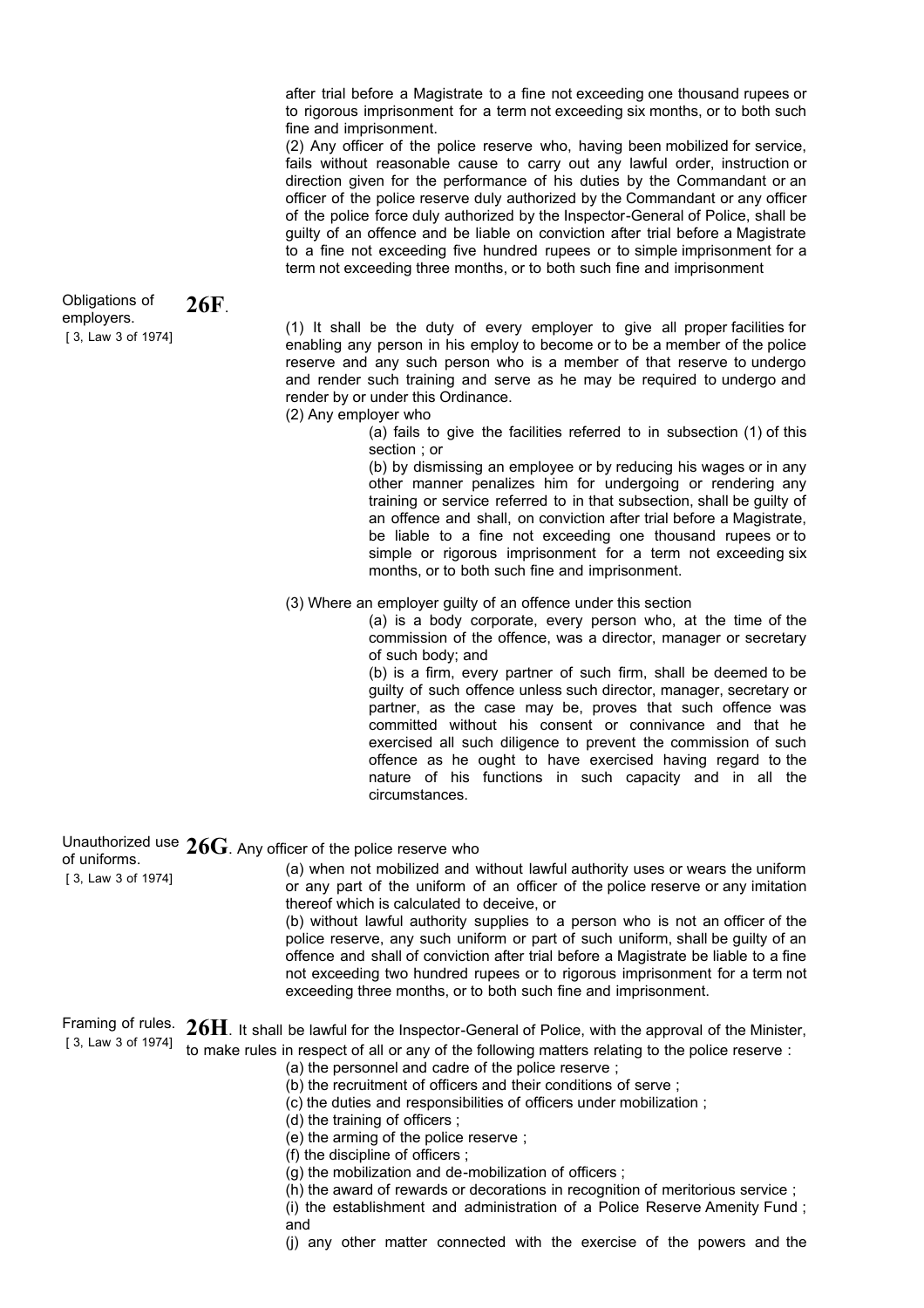after trial before a Magistrate to a fine not exceeding one thousand rupees or to rigorous imprisonment for a term not exceeding six months, or to both such fine and imprisonment.

(2) Any officer of the police reserve who, having been mobilized for service, fails without reasonable cause to carry out any lawful order, instruction or direction given for the performance of his duties by the Commandant or an officer of the police reserve duly authorized by the Commandant or any officer of the police force duly authorized by the Inspector-General of Police, shall be guilty of an offence and be liable on conviction after trial before a Magistrate to a fine not exceeding five hundred rupees or to simple imprisonment for a term not exceeding three months, or to both such fine and imprisonment

Obligations of employers.
[ 3, Law 3 of 1974]

**26F**.

(1) It shall be the duty of every employer to give all proper facilities for enabling any person in his employ to become or to be a member of the police reserve and any such person who is a member of that reserve to undergo and render such training and serve as he may be required to undergo and render by or under this Ordinance.

(2) Any employer who

(a) fails to give the facilities referred to in subsection (1) of this section ; or

(b) by dismissing an employee or by reducing his wages or in any other manner penalizes him for undergoing or rendering any training or service referred to in that subsection, shall be guilty of an offence and shall, on conviction after trial before a Magistrate, be liable to a fine not exceeding one thousand rupees or to simple or rigorous imprisonment for a term not exceeding six months, or to both such fine and imprisonment.

(3) Where an employer guilty of an offence under this section

(a) is a body corporate, every person who, at the time of the commission of the offence, was a director, manager or secretary of such body; and

(b) is a firm, every partner of such firm, shall be deemed to be guilty of such offence unless such director, manager, secretary or partner, as the case may be, proves that such offence was committed without his consent or connivance and that he exercised all such diligence to prevent the commission of such offence as he ought to have exercised having regard to the nature of his functions in such capacity and in all the circumstances.

Unauthorized use of uniforms.
[ 3, Law 3 of 1974]

**26G**. Any officer of the police reserve who

(a) when not mobilized and without lawful authority uses or wears the uniform or any part of the uniform of an officer of the police reserve or any imitation thereof which is calculated to deceive, or

(b) without lawful authority supplies to a person who is not an officer of the police reserve, any such uniform or part of such uniform, shall be guilty of an offence and shall of conviction after trial before a Magistrate be liable to a fine not exceeding two hundred rupees or to rigorous imprisonment for a term not exceeding three months, or to both such fine and imprisonment.

Framing of rules.
[ 3, Law 3 of 1974]

**26H**. It shall be lawful for the Inspector-General of Police, with the approval of the Minister, to make rules in respect of all or any of the following matters relating to the police reserve :

(a) the personnel and cadre of the police reserve ;

(b) the recruitment of officers and their conditions of serve ;

(c) the duties and responsibilities of officers under mobilization ;

(d) the training of officers ;

(e) the arming of the police reserve ;

(f) the discipline of officers ;

(g) the mobilization and de-mobilization of officers ;

(h) the award of rewards or decorations in recognition of meritorious service ;

(i) the establishment and administration of a Police Reserve Amenity Fund ; and

(j) any other matter connected with the exercise of the powers and the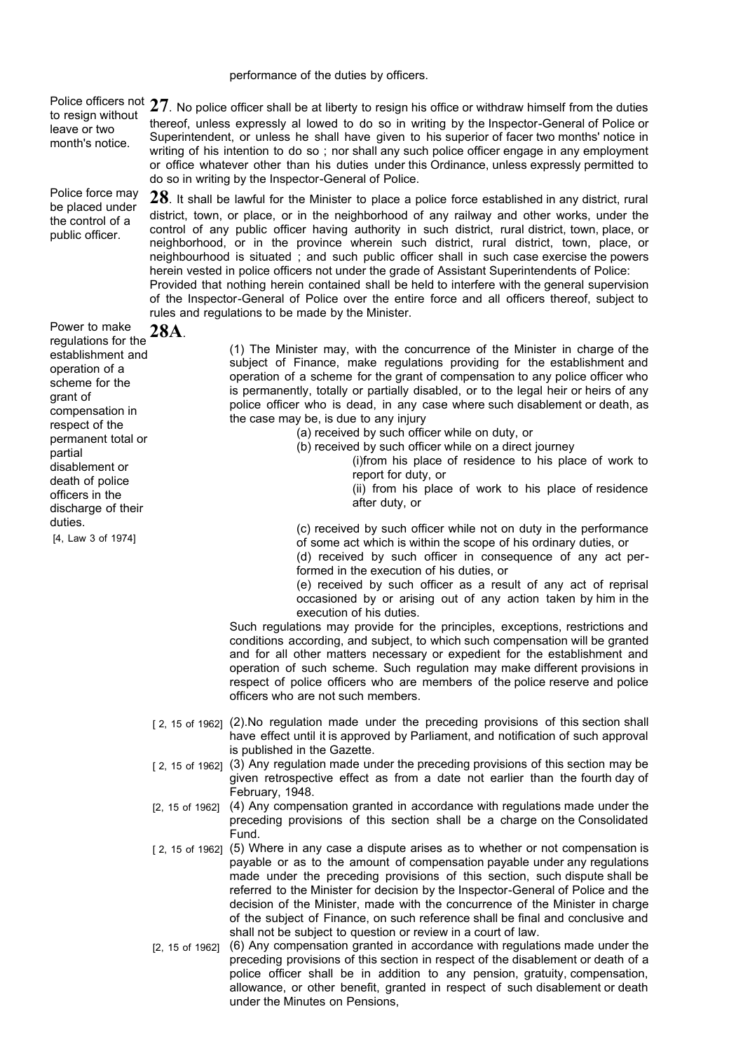performance of the duties by officers.

Police officers not to resign without leave or two month's notice.

**27**. No police officer shall be at liberty to resign his office or withdraw himself from the duties thereof, unless expressly al lowed to do so in writing by the Inspector-General of Police or Superintendent, or unless he shall have given to his superior of facer two months' notice in writing of his intention to do so ; nor shall any such police officer engage in any employment or office whatever other than his duties under this Ordinance, unless expressly permitted to do so in writing by the Inspector-General of Police.

Police force may be placed under the control of a public officer.

**28**. It shall be lawful for the Minister to place a police force established in any district, rural district, town, or place, or in the neighborhood of any railway and other works, under the control of any public officer having authority in such district, rural district, town, place, or neighborhood, or in the province wherein such district, rural district, town, place, or neighbourhood is situated ; and such public officer shall in such case exercise the powers herein vested in police officers not under the grade of Assistant Superintendents of Police:
Provided that nothing herein contained shall be held to interfere with the general supervision of the Inspector-General of Police over the entire force and all officers thereof, subject to rules and regulations to be made by the Minister.

Power to make regulations for the establishment and operation of a scheme for the grant of compensation in respect of the permanent total or partial disablement or death of police officers in the discharge of their duties.
[4, Law 3 of 1974]

**28A**.

(1) The Minister may, with the concurrence of the Minister in charge of the subject of Finance, make regulations providing for the establishment and operation of a scheme for the grant of compensation to any police officer who is permanently, totally or partially disabled, or to the legal heir or heirs of any police officer who is dead, in any case where such disablement or death, as the case may be, is due to any injury

(a) received by such officer while on duty, or

(b) received by such officer while on a direct journey

(i)from his place of residence to his place of work to report for duty, or

(ii) from his place of work to his place of residence after duty, or

(c) received by such officer while not on duty in the performance of some act which is within the scope of his ordinary duties, or

(d) received by such officer in consequence of any act performed in the execution of his duties, or

(e) received by such officer as a result of any act of reprisal occasioned by or arising out of any action taken by him in the execution of his duties.

Such regulations may provide for the principles, exceptions, restrictions and conditions according, and subject, to which such compensation will be granted and for all other matters necessary or expedient for the establishment and operation of such scheme. Such regulation may make different provisions in respect of police officers who are members of the police reserve and police officers who are not such members.

[ 2, 15 of 1962] (2).No regulation made under the preceding provisions of this section shall have effect until it is approved by Parliament, and notification of such approval is published in the Gazette.

[ 2, 15 of 1962] (3) Any regulation made under the preceding provisions of this section may be given retrospective effect as from a date not earlier than the fourth day of February, 1948.

[2, 15 of 1962] (4) Any compensation granted in accordance with regulations made under the preceding provisions of this section shall be a charge on the Consolidated Fund.

[ 2, 15 of 1962] (5) Where in any case a dispute arises as to whether or not compensation is payable or as to the amount of compensation payable under any regulations made under the preceding provisions of this section, such dispute shall be referred to the Minister for decision by the Inspector-General of Police and the decision of the Minister, made with the concurrence of the Minister in charge of the subject of Finance, on such reference shall be final and conclusive and shall not be subject to question or review in a court of law.

[2, 15 of 1962] (6) Any compensation granted in accordance with regulations made under the preceding provisions of this section in respect of the disablement or death of a police officer shall be in addition to any pension, gratuity, compensation, allowance, or other benefit, granted in respect of such disablement or death under the Minutes on Pensions,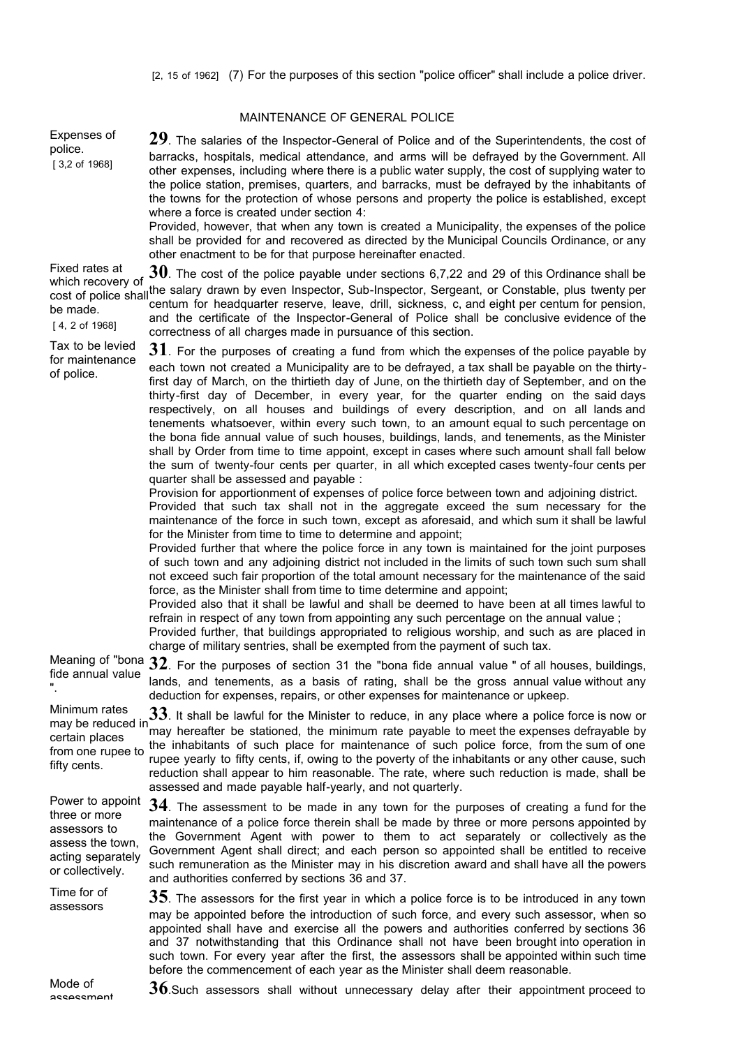[2, 15 of 1962] (7) For the purposes of this section "police officer" shall include a police driver.

## MAINTENANCE OF GENERAL POLICE

Expenses of police.
[ 3,2 of 1968]

**29**. The salaries of the Inspector-General of Police and of the Superintendents, the cost of barracks, hospitals, medical attendance, and arms will be defrayed by the Government. All other expenses, including where there is a public water supply, the cost of supplying water to the police station, premises, quarters, and barracks, must be defrayed by the inhabitants of the towns for the protection of whose persons and property the police is established, except where a force is created under section 4:

Provided, however, that when any town is created a Municipality, the expenses of the police shall be provided for and recovered as directed by the Municipal Councils Ordinance, or any other enactment to be for that purpose hereinafter enacted.

Fixed rates at which recovery of cost of police shall be made.
[ 4, 2 of 1968]

**30**. The cost of the police payable under sections 6,7,22 and 29 of this Ordinance shall be the salary drawn by even Inspector, Sub-Inspector, Sergeant, or Constable, plus twenty per centum for headquarter reserve, leave, drill, sickness, c, and eight per centum for pension, and the certificate of the Inspector-General of Police shall be conclusive evidence of the correctness of all charges made in pursuance of this section.

Tax to be levied for maintenance of police.

**31**. For the purposes of creating a fund from which the expenses of the police payable by each town not created a Municipality are to be defrayed, a tax shall be payable on the thirty-first day of March, on the thirtieth day of June, on the thirtieth day of September, and on the thirty-first day of December, in every year, for the quarter ending on the said days respectively, on all houses and buildings of every description, and on all lands and tenements whatsoever, within every such town, to an amount equal to such percentage on the bona fide annual value of such houses, buildings, lands, and tenements, as the Minister shall by Order from time to time appoint, except in cases where such amount shall fall below the sum of twenty-four cents per quarter, in all which excepted cases twenty-four cents per quarter shall be assessed and payable :

Provision for apportionment of expenses of police force between town and adjoining district.

Provided that such tax shall not in the aggregate exceed the sum necessary for the maintenance of the force in such town, except as aforesaid, and which sum it shall be lawful for the Minister from time to time to determine and appoint;

Provided further that where the police force in any town is maintained for the joint purposes of such town and any adjoining district not included in the limits of such town such sum shall not exceed such fair proportion of the total amount necessary for the maintenance of the said force, as the Minister shall from time to time determine and appoint;

Provided also that it shall be lawful and shall be deemed to have been at all times lawful to refrain in respect of any town from appointing any such percentage on the annual value ;

Provided further, that buildings appropriated to religious worship, and such as are placed in charge of military sentries, shall be exempted from the payment of such tax.

Meaning of "bona fide annual value ".

**32**. For the purposes of section 31 the "bona fide annual value " of all houses, buildings, lands, and tenements, as a basis of rating, shall be the gross annual value without any deduction for expenses, repairs, or other expenses for maintenance or upkeep.

Minimum rates may be reduced in certain places from one rupee to fifty cents.

**33**. It shall be lawful for the Minister to reduce, in any place where a police force is now or may hereafter be stationed, the minimum rate payable to meet the expenses defrayable by the inhabitants of such place for maintenance of such police force, from the sum of one rupee yearly to fifty cents, if, owing to the poverty of the inhabitants or any other cause, such reduction shall appear to him reasonable. The rate, where such reduction is made, shall be assessed and made payable half-yearly, and not quarterly.

Power to appoint three or more assessors to assess the town, acting separately or collectively.

**34**. The assessment to be made in any town for the purposes of creating a fund for the maintenance of a police force therein shall be made by three or more persons appointed by the Government Agent with power to them to act separately or collectively as the Government Agent shall direct; and each person so appointed shall be entitled to receive such remuneration as the Minister may in his discretion award and shall have all the powers and authorities conferred by sections 36 and 37.

Time for of assessors

**35**. The assessors for the first year in which a police force is to be introduced in any town may be appointed before the introduction of such force, and every such assessor, when so appointed shall have and exercise all the powers and authorities conferred by sections 36 and 37 notwithstanding that this Ordinance shall not have been brought into operation in such town. For every year after the first, the assessors shall be appointed within such time before the commencement of each year as the Minister shall deem reasonable.

Mode of assessment

**36**.Such assessors shall without unnecessary delay after their appointment proceed to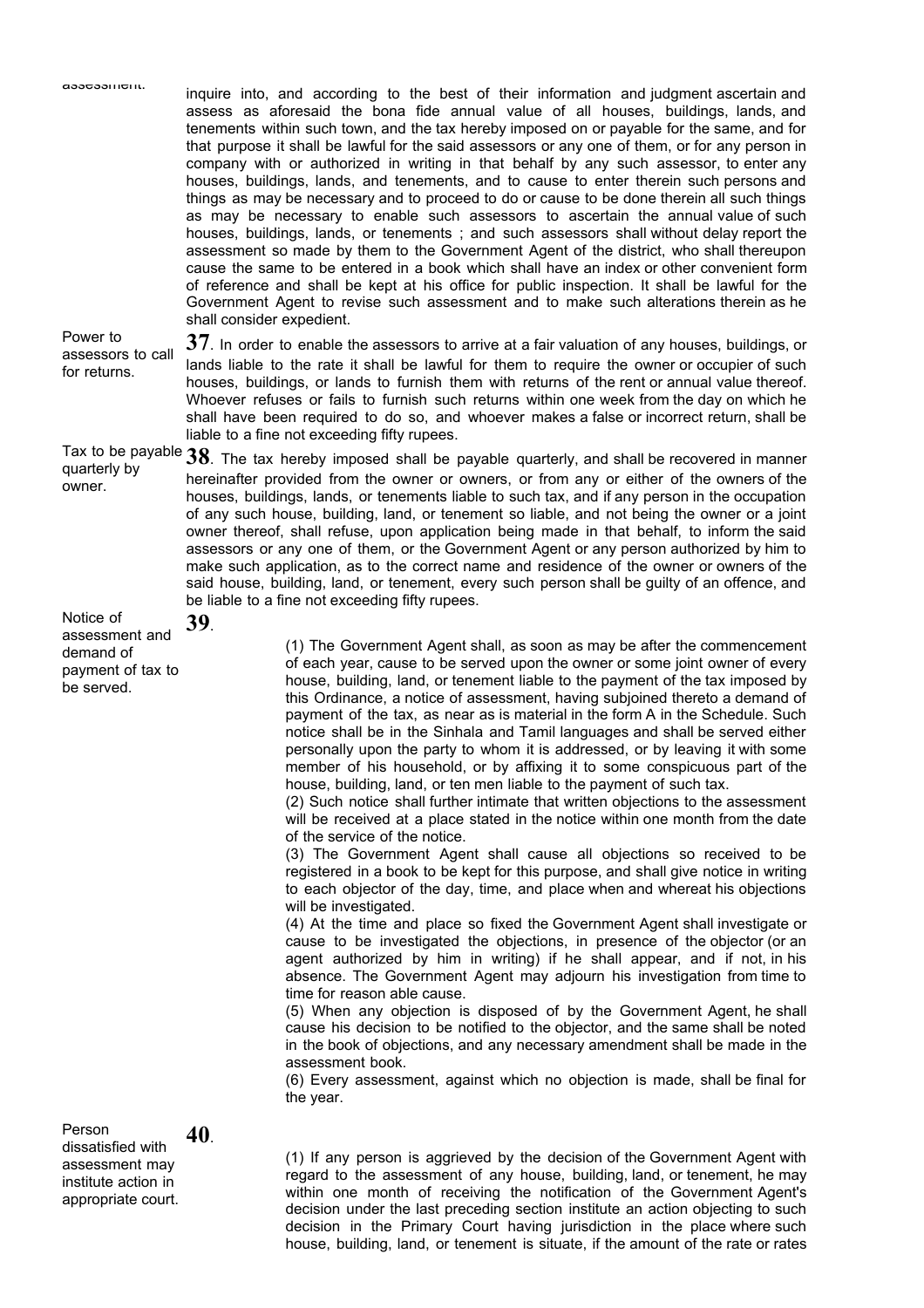assessment.

inquire into, and according to the best of their information and judgment ascertain and assess as aforesaid the bona fide annual value of all houses, buildings, lands, and tenements within such town, and the tax hereby imposed on or payable for the same, and for that purpose it shall be lawful for the said assessors or any one of them, or for any person in company with or authorized in writing in that behalf by any such assessor, to enter any houses, buildings, lands, and tenements, and to cause to enter therein such persons and things as may be necessary and to proceed to do or cause to be done therein all such things as may be necessary to enable such assessors to ascertain the annual value of such houses, buildings, lands, or tenements ; and such assessors shall without delay report the assessment so made by them to the Government Agent of the district, who shall thereupon cause the same to be entered in a book which shall have an index or other convenient form of reference and shall be kept at his office for public inspection. It shall be lawful for the Government Agent to revise such assessment and to make such alterations therein as he shall consider expedient.

Power to assessors to call for returns.

**37**. In order to enable the assessors to arrive at a fair valuation of any houses, buildings, or lands liable to the rate it shall be lawful for them to require the owner or occupier of such houses, buildings, or lands to furnish them with returns of the rent or annual value thereof. Whoever refuses or fails to furnish such returns within one week from the day on which he shall have been required to do so, and whoever makes a false or incorrect return, shall be liable to a fine not exceeding fifty rupees.

Tax to be payable quarterly by owner.

**38**. The tax hereby imposed shall be payable quarterly, and shall be recovered in manner hereinafter provided from the owner or owners, or from any or either of the owners of the houses, buildings, lands, or tenements liable to such tax, and if any person in the occupation of any such house, building, land, or tenement so liable, and not being the owner or a joint owner thereof, shall refuse, upon application being made in that behalf, to inform the said assessors or any one of them, or the Government Agent or any person authorized by him to make such application, as to the correct name and residence of the owner or owners of the said house, building, land, or tenement, every such person shall be guilty of an offence, and be liable to a fine not exceeding fifty rupees.

Notice of assessment and demand of payment of tax to be served.

**39**.

(1) The Government Agent shall, as soon as may be after the commencement of each year, cause to be served upon the owner or some joint owner of every house, building, land, or tenement liable to the payment of the tax imposed by this Ordinance, a notice of assessment, having subjoined thereto a demand of payment of the tax, as near as is material in the form A in the Schedule. Such notice shall be in the Sinhala and Tamil languages and shall be served either personally upon the party to whom it is addressed, or by leaving it with some member of his household, or by affixing it to some conspicuous part of the house, building, land, or ten men liable to the payment of such tax.

(2) Such notice shall further intimate that written objections to the assessment will be received at a place stated in the notice within one month from the date of the service of the notice.

(3) The Government Agent shall cause all objections so received to be registered in a book to be kept for this purpose, and shall give notice in writing to each objector of the day, time, and place when and whereat his objections will be investigated.

(4) At the time and place so fixed the Government Agent shall investigate or cause to be investigated the objections, in presence of the objector (or an agent authorized by him in writing) if he shall appear, and if not, in his absence. The Government Agent may adjourn his investigation from time to time for reason able cause.

(5) When any objection is disposed of by the Government Agent, he shall cause his decision to be notified to the objector, and the same shall be noted in the book of objections, and any necessary amendment shall be made in the assessment book.

(6) Every assessment, against which no objection is made, shall be final for the year.

Person dissatisfied with assessment may institute action in appropriate court.

**40**.

(1) If any person is aggrieved by the decision of the Government Agent with regard to the assessment of any house, building, land, or tenement, he may within one month of receiving the notification of the Government Agent's decision under the last preceding section institute an action objecting to such decision in the Primary Court having jurisdiction in the place where such house, building, land, or tenement is situate, if the amount of the rate or rates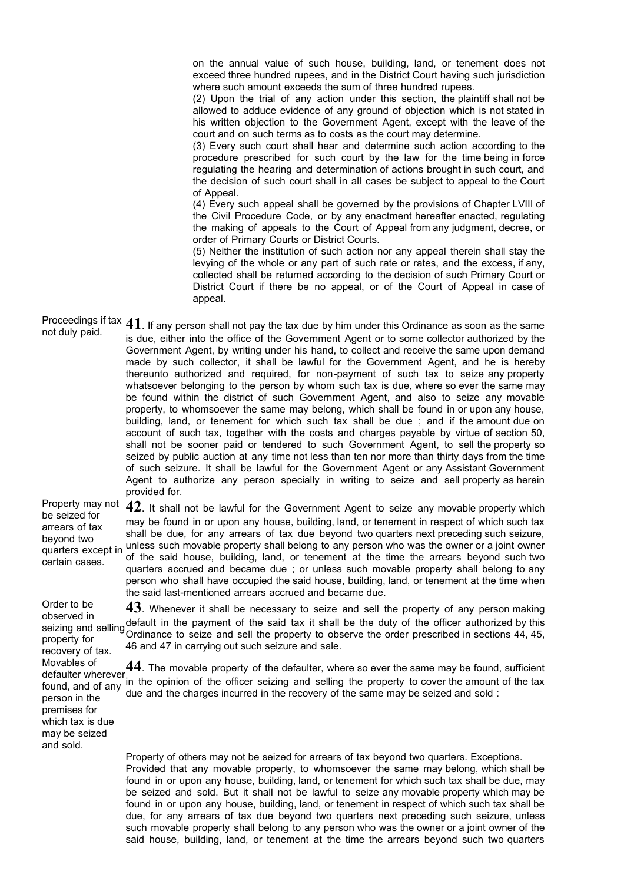on the annual value of such house, building, land, or tenement does not exceed three hundred rupees, and in the District Court having such jurisdiction where such amount exceeds the sum of three hundred rupees.

(2) Upon the trial of any action under this section, the plaintiff shall not be allowed to adduce evidence of any ground of objection which is not stated in his written objection to the Government Agent, except with the leave of the court and on such terms as to costs as the court may determine.

(3) Every such court shall hear and determine such action according to the procedure prescribed for such court by the law for the time being in force regulating the hearing and determination of actions brought in such court, and the decision of such court shall in all cases be subject to appeal to the Court of Appeal.

(4) Every such appeal shall be governed by the provisions of Chapter LVIII of the Civil Procedure Code, or by any enactment hereafter enacted, regulating the making of appeals to the Court of Appeal from any judgment, decree, or order of Primary Courts or District Courts.

(5) Neither the institution of such action nor any appeal therein shall stay the levying of the whole or any part of such rate or rates, and the excess, if any, collected shall be returned according to the decision of such Primary Court or District Court if there be no appeal, or of the Court of Appeal in case of appeal.

Proceedings if tax not duly paid.

**41**. If any person shall not pay the tax due by him under this Ordinance as soon as the same is due, either into the office of the Government Agent or to some collector authorized by the Government Agent, by writing under his hand, to collect and receive the same upon demand made by such collector, it shall be lawful for the Government Agent, and he is hereby thereunto authorized and required, for non-payment of such tax to seize any property whatsoever belonging to the person by whom such tax is due, where so ever the same may be found within the district of such Government Agent, and also to seize any movable property, to whomsoever the same may belong, which shall be found in or upon any house, building, land, or tenement for which such tax shall be due ; and if the amount due on account of such tax, together with the costs and charges payable by virtue of section 50, shall not be sooner paid or tendered to such Government Agent, to sell the property so seized by public auction at any time not less than ten nor more than thirty days from the time of such seizure. It shall be lawful for the Government Agent or any Assistant Government Agent to authorize any person specially in writing to seize and sell property as herein provided for.

Property may not be seized for arrears of tax beyond two quarters except in certain cases.

**42**. It shall not be lawful for the Government Agent to seize any movable property which may be found in or upon any house, building, land, or tenement in respect of which such tax shall be due, for any arrears of tax due beyond two quarters next preceding such seizure, unless such movable property shall belong to any person who was the owner or a joint owner of the said house, building, land, or tenement at the time the arrears beyond such two quarters accrued and became due ; or unless such movable property shall belong to any person who shall have occupied the said house, building, land, or tenement at the time when the said last-mentioned arrears accrued and became due.

Order to be observed in seizing and selling property for recovery of tax.

**43**. Whenever it shall be necessary to seize and sell the property of any person making default in the payment of the said tax it shall be the duty of the officer authorized by this Ordinance to seize and sell the property to observe the order prescribed in sections 44, 45, 46 and 47 in carrying out such seizure and sale.

Movables of defaulter wherever found, and of any person in the premises for which tax is due may be seized and sold.

**44**. The movable property of the defaulter, where so ever the same may be found, sufficient in the opinion of the officer seizing and selling the property to cover the amount of the tax due and the charges incurred in the recovery of the same may be seized and sold :

Property of others may not be seized for arrears of tax beyond two quarters. Exceptions.

Provided that any movable property, to whomsoever the same may belong, which shall be found in or upon any house, building, land, or tenement for which such tax shall be due, may be seized and sold. But it shall not be lawful to seize any movable property which may be found in or upon any house, building, land, or tenement in respect of which such tax shall be due, for any arrears of tax due beyond two quarters next preceding such seizure, unless such movable property shall belong to any person who was the owner or a joint owner of the said house, building, land, or tenement at the time the arrears beyond such two quarters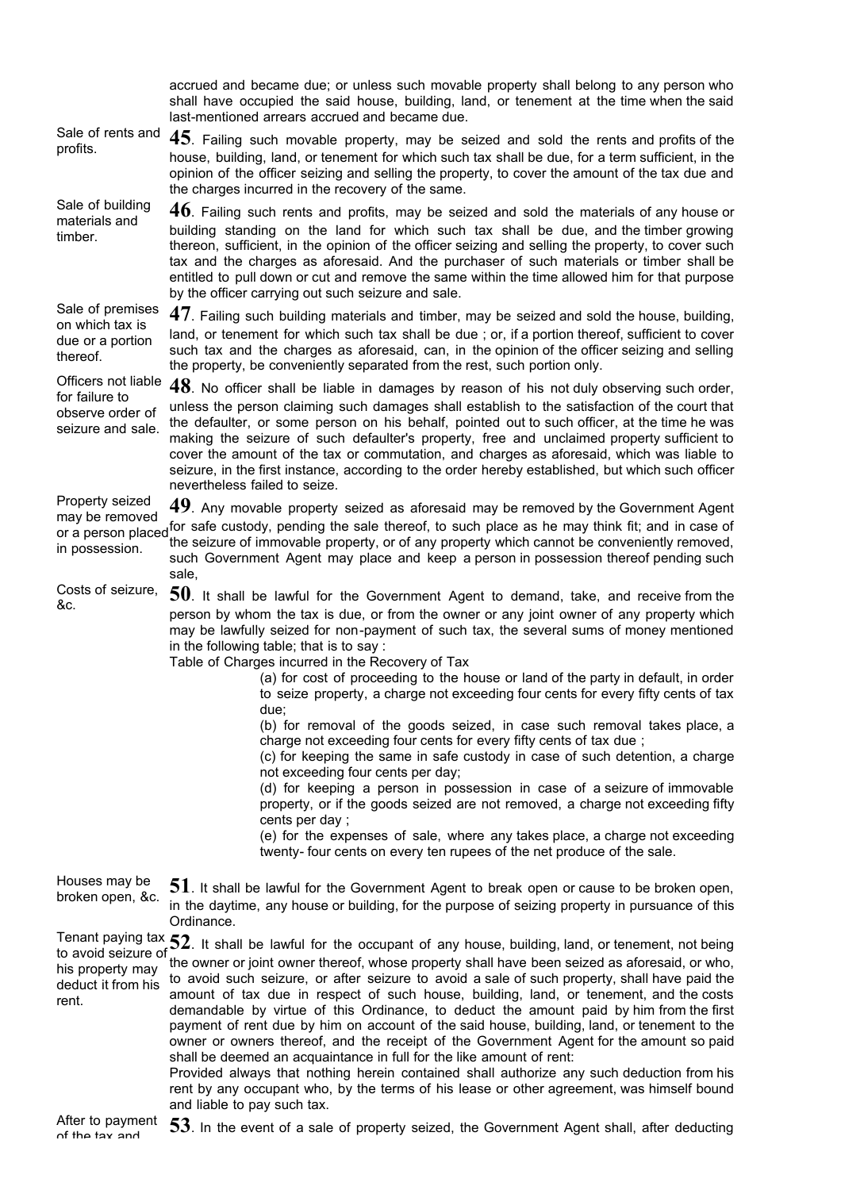accrued and became due; or unless such movable property shall belong to any person who shall have occupied the said house, building, land, or tenement at the time when the said last-mentioned arrears accrued and became due.

*Sale of rents and profits.*

**45**. Failing such movable property, may be seized and sold the rents and profits of the house, building, land, or tenement for which such tax shall be due, for a term sufficient, in the opinion of the officer seizing and selling the property, to cover the amount of the tax due and the charges incurred in the recovery of the same.

*Sale of building materials and timber.*

**46**. Failing such rents and profits, may be seized and sold the materials of any house or building standing on the land for which such tax shall be due, and the timber growing thereon, sufficient, in the opinion of the officer seizing and selling the property, to cover such tax and the charges as aforesaid. And the purchaser of such materials or timber shall be entitled to pull down or cut and remove the same within the time allowed him for that purpose by the officer carrying out such seizure and sale.

*Sale of premises on which tax is due or a portion thereof.*

**47**. Failing such building materials and timber, may be seized and sold the house, building, land, or tenement for which such tax shall be due ; or, if a portion thereof, sufficient to cover such tax and the charges as aforesaid, can, in the opinion of the officer seizing and selling the property, be conveniently separated from the rest, such portion only.

*Officers not liable for failure to observe order of seizure and sale.*

**48**. No officer shall be liable in damages by reason of his not duly observing such order, unless the person claiming such damages shall establish to the satisfaction of the court that the defaulter, or some person on his behalf, pointed out to such officer, at the time he was making the seizure of such defaulter's property, free and unclaimed property sufficient to cover the amount of the tax or commutation, and charges as aforesaid, which was liable to seizure, in the first instance, according to the order hereby established, but which such officer nevertheless failed to seize.

*Property seized may be removed or a person placed in possession.*

**49**. Any movable property seized as aforesaid may be removed by the Government Agent for safe custody, pending the sale thereof, to such place as he may think fit; and in case of the seizure of immovable property, or of any property which cannot be conveniently removed, such Government Agent may place and keep a person in possession thereof pending such sale,

*Costs of seizure, &c.*

**50**. It shall be lawful for the Government Agent to demand, take, and receive from the person by whom the tax is due, or from the owner or any joint owner of any property which may be lawfully seized for non-payment of such tax, the several sums of money mentioned in the following table; that is to say :

Table of Charges incurred in the Recovery of Tax

(a) for cost of proceeding to the house or land of the party in default, in order to seize property, a charge not exceeding four cents for every fifty cents of tax due;

(b) for removal of the goods seized, in case such removal takes place, a charge not exceeding four cents for every fifty cents of tax due ;

(c) for keeping the same in safe custody in case of such detention, a charge not exceeding four cents per day;

(d) for keeping a person in possession in case of a seizure of immovable property, or if the goods seized are not removed, a charge not exceeding fifty cents per day ;

(e) for the expenses of sale, where any takes place, a charge not exceeding twenty- four cents on every ten rupees of the net produce of the sale.

*Houses may be broken open, &c.*

**51**. It shall be lawful for the Government Agent to break open or cause to be broken open, in the daytime, any house or building, for the purpose of seizing property in pursuance of this Ordinance.

*Tenant paying tax to avoid seizure of his property may deduct it from his rent.*

**52**. It shall be lawful for the occupant of any house, building, land, or tenement, not being the owner or joint owner thereof, whose property shall have been seized as aforesaid, or who, to avoid such seizure, or after seizure to avoid a sale of such property, shall have paid the amount of tax due in respect of such house, building, land, or tenement, and the costs demandable by virtue of this Ordinance, to deduct the amount paid by him from the first payment of rent due by him on account of the said house, building, land, or tenement to the owner or owners thereof, and the receipt of the Government Agent for the amount so paid shall be deemed an acquaintance in full for the like amount of rent:

Provided always that nothing herein contained shall authorize any such deduction from his rent by any occupant who, by the terms of his lease or other agreement, was himself bound and liable to pay such tax.

*After to payment of the tax and*

**53**. In the event of a sale of property seized, the Government Agent shall, after deducting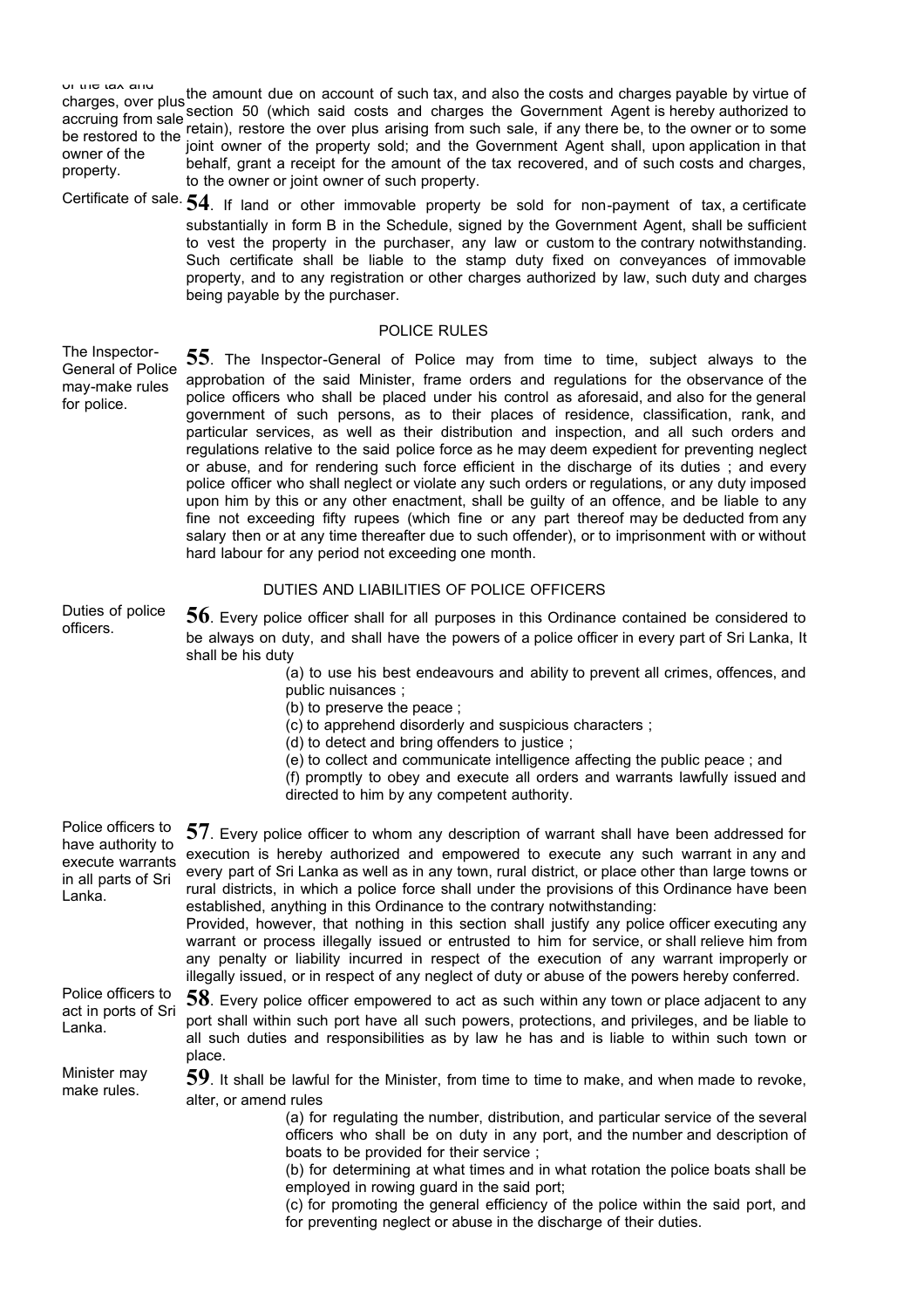of the tax and charges, over plus accruing from sale be restored to the owner of the property.

the amount due on account of such tax, and also the costs and charges payable by virtue of section 50 (which said costs and charges the Government Agent is hereby authorized to retain), restore the over plus arising from such sale, if any there be, to the owner or to some joint owner of the property sold; and the Government Agent shall, upon application in that behalf, grant a receipt for the amount of the tax recovered, and of such costs and charges, to the owner or joint owner of such property.

Certificate of sale.

**54**. If land or other immovable property be sold for non-payment of tax, a certificate substantially in form B in the Schedule, signed by the Government Agent, shall be sufficient to vest the property in the purchaser, any law or custom to the contrary notwithstanding. Such certificate shall be liable to the stamp duty fixed on conveyances of immovable property, and to any registration or other charges authorized by law, such duty and charges being payable by the purchaser.

## POLICE RULES

The Inspector-General of Police may-make rules for police.

**55**. The Inspector-General of Police may from time to time, subject always to the approbation of the said Minister, frame orders and regulations for the observance of the police officers who shall be placed under his control as aforesaid, and also for the general government of such persons, as to their places of residence, classification, rank, and particular services, as well as their distribution and inspection, and all such orders and regulations relative to the said police force as he may deem expedient for preventing neglect or abuse, and for rendering such force efficient in the discharge of its duties ; and every police officer who shall neglect or violate any such orders or regulations, or any duty imposed upon him by this or any other enactment, shall be guilty of an offence, and be liable to any fine not exceeding fifty rupees (which fine or any part thereof may be deducted from any salary then or at any time thereafter due to such offender), or to imprisonment with or without hard labour for any period not exceeding one month.

## DUTIES AND LIABILITIES OF POLICE OFFICERS

Duties of police officers.

**56**. Every police officer shall for all purposes in this Ordinance contained be considered to be always on duty, and shall have the powers of a police officer in every part of Sri Lanka, It shall be his duty

(a) to use his best endeavours and ability to prevent all crimes, offences, and public nuisances ;
(b) to preserve the peace ;
(c) to apprehend disorderly and suspicious characters ;
(d) to detect and bring offenders to justice ;
(e) to collect and communicate intelligence affecting the public peace ; and
(f) promptly to obey and execute all orders and warrants lawfully issued and directed to him by any competent authority.

Police officers to have authority to execute warrants in all parts of Sri Lanka.

**57**. Every police officer to whom any description of warrant shall have been addressed for execution is hereby authorized and empowered to execute any such warrant in any and every part of Sri Lanka as well as in any town, rural district, or place other than large towns or rural districts, in which a police force shall under the provisions of this Ordinance have been established, anything in this Ordinance to the contrary notwithstanding:

Provided, however, that nothing in this section shall justify any police officer executing any warrant or process illegally issued or entrusted to him for service, or shall relieve him from any penalty or liability incurred in respect of the execution of any warrant improperly or illegally issued, or in respect of any neglect of duty or abuse of the powers hereby conferred.

Police officers to act in ports of Sri Lanka.

**58**. Every police officer empowered to act as such within any town or place adjacent to any port shall within such port have all such powers, protections, and privileges, and be liable to all such duties and responsibilities as by law he has and is liable to within such town or place.

Minister may make rules.

**59**. It shall be lawful for the Minister, from time to time to make, and when made to revoke, alter, or amend rules

(a) for regulating the number, distribution, and particular service of the several officers who shall be on duty in any port, and the number and description of boats to be provided for their service ;
(b) for determining at what times and in what rotation the police boats shall be employed in rowing guard in the said port;
(c) for promoting the general efficiency of the police within the said port, and for preventing neglect or abuse in the discharge of their duties.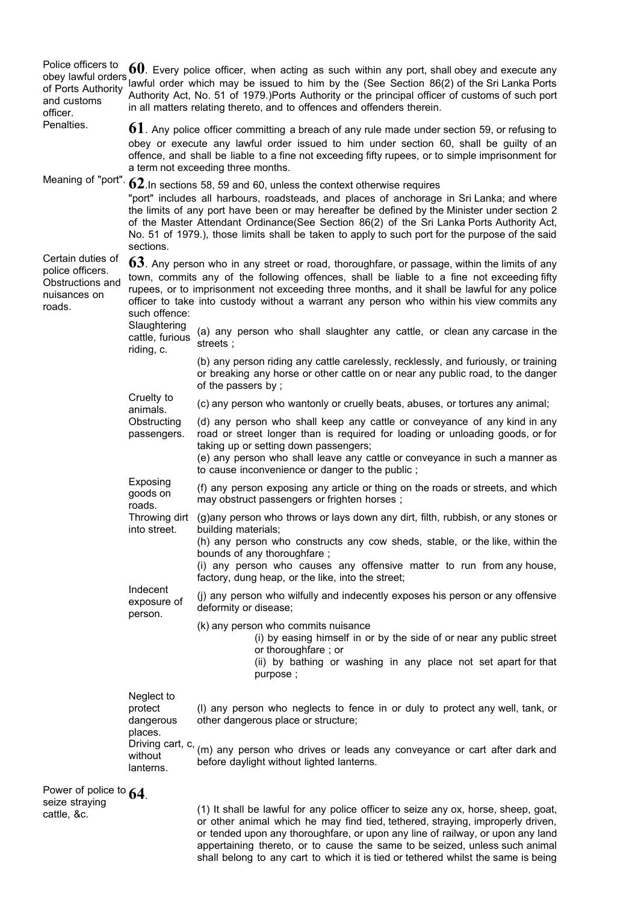Police officers to obey lawful orders of Ports Authority and customs officer.

**60**. Every police officer, when acting as such within any port, shall obey and execute any lawful order which may be issued to him by the (See Section 86(2) of the Sri Lanka Ports Authority Act, No. 51 of 1979.)Ports Authority or the principal officer of customs of such port in all matters relating thereto, and to offences and offenders therein.

Penalties.

**61**. Any police officer committing a breach of any rule made under section 59, or refusing to obey or execute any lawful order issued to him under section 60, shall be guilty of an offence, and shall be liable to a fine not exceeding fifty rupees, or to simple imprisonment for a term not exceeding three months.

Meaning of "port".

**62**.In sections 58, 59 and 60, unless the context otherwise requires

"port" includes all harbours, roadsteads, and places of anchorage in Sri Lanka; and where the limits of any port have been or may hereafter be defined by the Minister under section 2 of the Master Attendant Ordinance(See Section 86(2) of the Sri Lanka Ports Authority Act, No. 51 of 1979.), those limits shall be taken to apply to such port for the purpose of the said sections.

Certain duties of police officers. Obstructions and nuisances on roads.

**63**. Any person who in any street or road, thoroughfare, or passage, within the limits of any town, commits any of the following offences, shall be liable to a fine not exceeding fifty rupees, or to imprisonment not exceeding three months, and it shall be lawful for any police officer to take into custody without a warrant any person who within his view commits any such offence:

Slaughtering cattle, furious riding, c.

(a) any person who shall slaughter any cattle, or clean any carcase in the streets ;

(b) any person riding any cattle carelessly, recklessly, and furiously, or training or breaking any horse or other cattle on or near any public road, to the danger of the passers by ;

Cruelty to animals.

(c) any person who wantonly or cruelly beats, abuses, or tortures any animal;

Obstructing passengers.

(d) any person who shall keep any cattle or conveyance of any kind in any road or street longer than is required for loading or unloading goods, or for taking up or setting down passengers;

(e) any person who shall leave any cattle or conveyance in such a manner as to cause inconvenience or danger to the public ;

Exposing goods on roads.

(f) any person exposing any article or thing on the roads or streets, and which may obstruct passengers or frighten horses ;

Throwing dirt into street.

(g)any person who throws or lays down any dirt, filth, rubbish, or any stones or building materials;

(h) any person who constructs any cow sheds, stable, or the like, within the bounds of any thoroughfare ;

(i) any person who causes any offensive matter to run from any house, factory, dung heap, or the like, into the street;

Indecent exposure of person.

(j) any person who wilfully and indecently exposes his person or any offensive deformity or disease;

(k) any person who commits nuisance

(i) by easing himself in or by the side of or near any public street or thoroughfare ; or

(ii) by bathing or washing in any place not set apart for that purpose ;

Neglect to protect dangerous places.

(l) any person who neglects to fence in or duly to protect any well, tank, or other dangerous place or structure;

Driving cart, c, without lanterns.

(m) any person who drives or leads any conveyance or cart after dark and before daylight without lighted lanterns.

Power of police to seize straying cattle, &c.

**64**.

(1) It shall be lawful for any police officer to seize any ox, horse, sheep, goat, or other animal which he may find tied, tethered, straying, improperly driven, or tended upon any thoroughfare, or upon any line of railway, or upon any land appertaining thereto, or to cause the same to be seized, unless such animal shall belong to any cart to which it is tied or tethered whilst the same is being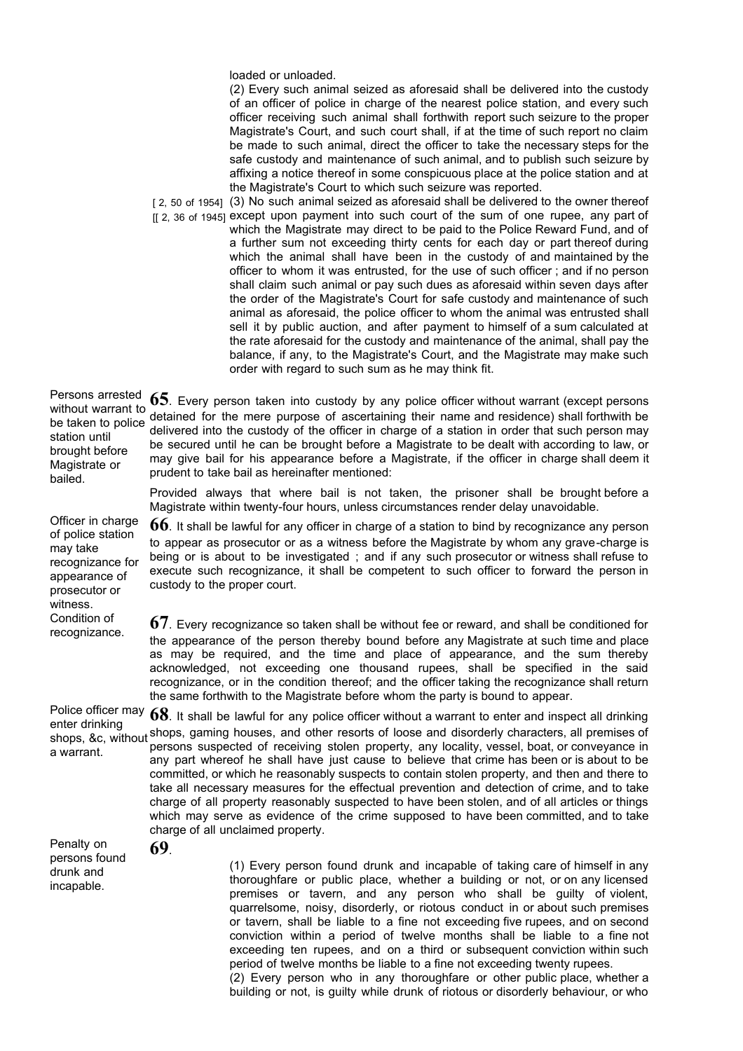loaded or unloaded.

(2) Every such animal seized as aforesaid shall be delivered into the custody of an officer of police in charge of the nearest police station, and every such officer receiving such animal shall forthwith report such seizure to the proper Magistrate's Court, and such court shall, if at the time of such report no claim be made to such animal, direct the officer to take the necessary steps for the safe custody and maintenance of such animal, and to publish such seizure by affixing a notice thereof in some conspicuous place at the police station and at the Magistrate's Court to which such seizure was reported.

[ 2, 50 of 1954] [[ 2, 36 of 1945] (3) No such animal seized as aforesaid shall be delivered to the owner thereof except upon payment into such court of the sum of one rupee, any part of which the Magistrate may direct to be paid to the Police Reward Fund, and of a further sum not exceeding thirty cents for each day or part thereof during which the animal shall have been in the custody of and maintained by the officer to whom it was entrusted, for the use of such officer ; and if no person shall claim such animal or pay such dues as aforesaid within seven days after the order of the Magistrate's Court for safe custody and maintenance of such animal as aforesaid, the police officer to whom the animal was entrusted shall sell it by public auction, and after payment to himself of a sum calculated at the rate aforesaid for the custody and maintenance of the animal, shall pay the balance, if any, to the Magistrate's Court, and the Magistrate may make such order with regard to such sum as he may think fit.

*Persons arrested without warrant to be taken to police station until brought before Magistrate or bailed.*

**65**. Every person taken into custody by any police officer without warrant (except persons detained for the mere purpose of ascertaining their name and residence) shall forthwith be delivered into the custody of the officer in charge of a station in order that such person may be secured until he can be brought before a Magistrate to be dealt with according to law, or may give bail for his appearance before a Magistrate, if the officer in charge shall deem it prudent to take bail as hereinafter mentioned:

Provided always that where bail is not taken, the prisoner shall be brought before a Magistrate within twenty-four hours, unless circumstances render delay unavoidable.

*Officer in charge of police station may take recognizance for appearance of prosecutor or witness.*

**66**. It shall be lawful for any officer in charge of a station to bind by recognizance any person to appear as prosecutor or as a witness before the Magistrate by whom any grave-charge is being or is about to be investigated ; and if any such prosecutor or witness shall refuse to execute such recognizance, it shall be competent to such officer to forward the person in custody to the proper court.

*Condition of recognizance.*

**67**. Every recognizance so taken shall be without fee or reward, and shall be conditioned for the appearance of the person thereby bound before any Magistrate at such time and place as may be required, and the time and place of appearance, and the sum thereby acknowledged, not exceeding one thousand rupees, shall be specified in the said recognizance, or in the condition thereof; and the officer taking the recognizance shall return the same forthwith to the Magistrate before whom the party is bound to appear.

*Police officer may enter drinking shops, &c, without a warrant.*

**68**. It shall be lawful for any police officer without a warrant to enter and inspect all drinking shops, gaming houses, and other resorts of loose and disorderly characters, all premises of persons suspected of receiving stolen property, any locality, vessel, boat, or conveyance in any part whereof he shall have just cause to believe that crime has been or is about to be committed, or which he reasonably suspects to contain stolen property, and then and there to take all necessary measures for the effectual prevention and detection of crime, and to take charge of all property reasonably suspected to have been stolen, and of all articles or things which may serve as evidence of the crime supposed to have been committed, and to take charge of all unclaimed property.

*Penalty on persons found drunk and incapable.*

**69**.

(1) Every person found drunk and incapable of taking care of himself in any thoroughfare or public place, whether a building or not, or on any licensed premises or tavern, and any person who shall be guilty of violent, quarrelsome, noisy, disorderly, or riotous conduct in or about such premises or tavern, shall be liable to a fine not exceeding five rupees, and on second conviction within a period of twelve months shall be liable to a fine not exceeding ten rupees, and on a third or subsequent conviction within such period of twelve months be liable to a fine not exceeding twenty rupees.

(2) Every person who in any thoroughfare or other public place, whether a building or not, is guilty while drunk of riotous or disorderly behaviour, or who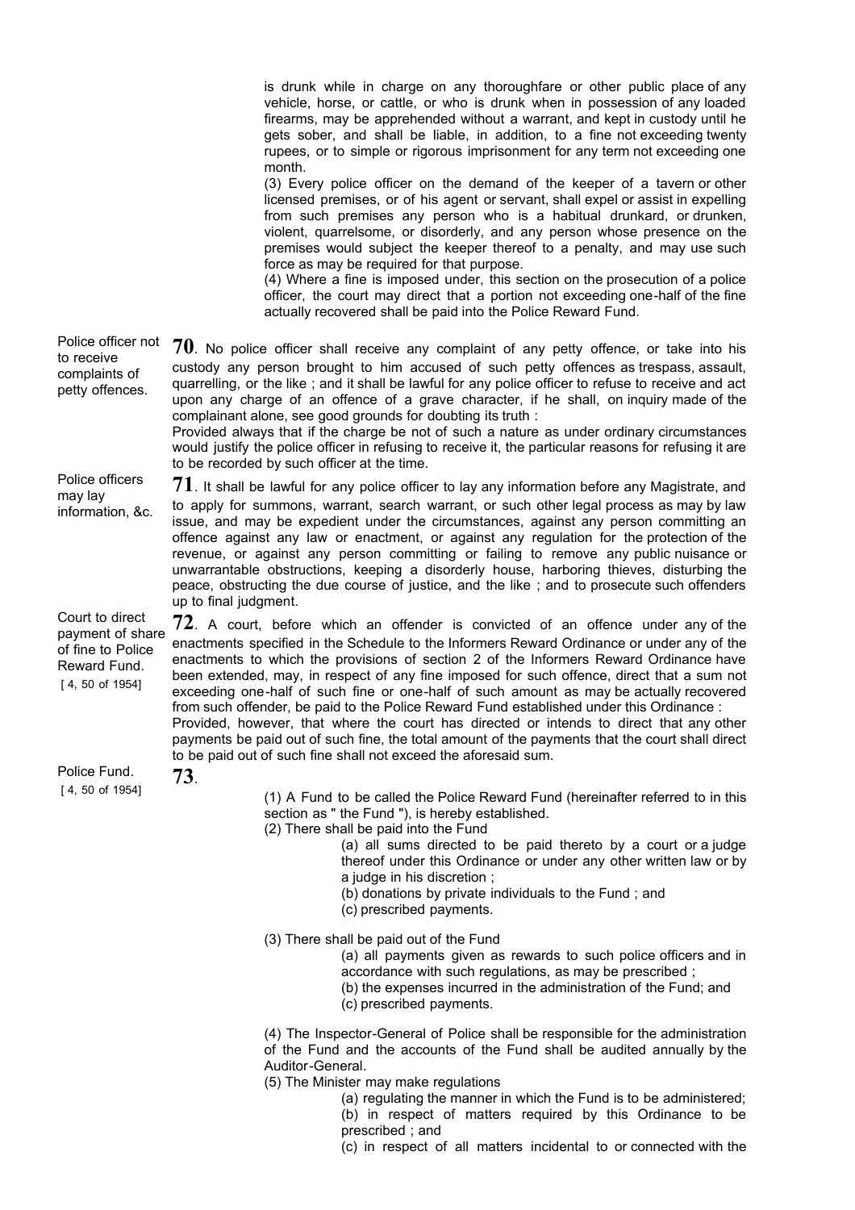is drunk while in charge on any thoroughfare or other public place of any vehicle, horse, or cattle, or who is drunk when in possession of any loaded firearms, may be apprehended without a warrant, and kept in custody until he gets sober, and shall be liable, in addition, to a fine not exceeding twenty rupees, or to simple or rigorous imprisonment for any term not exceeding one month.

(3) Every police officer on the demand of the keeper of a tavern or other licensed premises, or of his agent or servant, shall expel or assist in expelling from such premises any person who is a habitual drunkard, or drunken, violent, quarrelsome, or disorderly, and any person whose presence on the premises would subject the keeper thereof to a penalty, and may use such force as may be required for that purpose.

(4) Where a fine is imposed under, this section on the prosecution of a police officer, the court may direct that a portion not exceeding one-half of the fine actually recovered shall be paid into the Police Reward Fund.

Police officer not to receive complaints of petty offences.

**70**. No police officer shall receive any complaint of any petty offence, or take into his custody any person brought to him accused of such petty offences as trespass, assault, quarrelling, or the like ; and it shall be lawful for any police officer to refuse to receive and act upon any charge of an offence of a grave character, if he shall, on inquiry made of the complainant alone, see good grounds for doubting its truth :

Provided always that if the charge be not of such a nature as under ordinary circumstances would justify the police officer in refusing to receive it, the particular reasons for refusing it are to be recorded by such officer at the time.

Police officers may lay information, &c.

**71**. It shall be lawful for any police officer to lay any information before any Magistrate, and to apply for summons, warrant, search warrant, or such other legal process as may by law issue, and may be expedient under the circumstances, against any person committing an offence against any law or enactment, or against any regulation for the protection of the revenue, or against any person committing or failing to remove any public nuisance or unwarrantable obstructions, keeping a disorderly house, harboring thieves, disturbing the peace, obstructing the due course of justice, and the like ; and to prosecute such offenders up to final judgment.

Court to direct payment of share of fine to Police Reward Fund.
[ 4, 50 of 1954]

**72**. A court, before which an offender is convicted of an offence under any of the enactments specified in the Schedule to the Informers Reward Ordinance or under any of the enactments to which the provisions of section 2 of the Informers Reward Ordinance have been extended, may, in respect of any fine imposed for such offence, direct that a sum not exceeding one-half of such fine or one-half of such amount as may be actually recovered from such offender, be paid to the Police Reward Fund established under this Ordinance :

Provided, however, that where the court has directed or intends to direct that any other payments be paid out of such fine, the total amount of the payments that the court shall direct to be paid out of such fine shall not exceed the aforesaid sum.

Police Fund.
[ 4, 50 of 1954]

**73**.

(1) A Fund to be called the Police Reward Fund (hereinafter referred to in this section as " the Fund "), is hereby established.

(2) There shall be paid into the Fund

(a) all sums directed to be paid thereto by a court or a judge thereof under this Ordinance or under any other written law or by a judge in his discretion ;

(b) donations by private individuals to the Fund ; and

(c) prescribed payments.

(3) There shall be paid out of the Fund

(a) all payments given as rewards to such police officers and in accordance with such regulations, as may be prescribed ;

(b) the expenses incurred in the administration of the Fund; and

(c) prescribed payments.

(4) The Inspector-General of Police shall be responsible for the administration of the Fund and the accounts of the Fund shall be audited annually by the Auditor-General.

(5) The Minister may make regulations

(a) regulating the manner in which the Fund is to be administered;

(b) in respect of matters required by this Ordinance to be prescribed ; and

(c) in respect of all matters incidental to or connected with the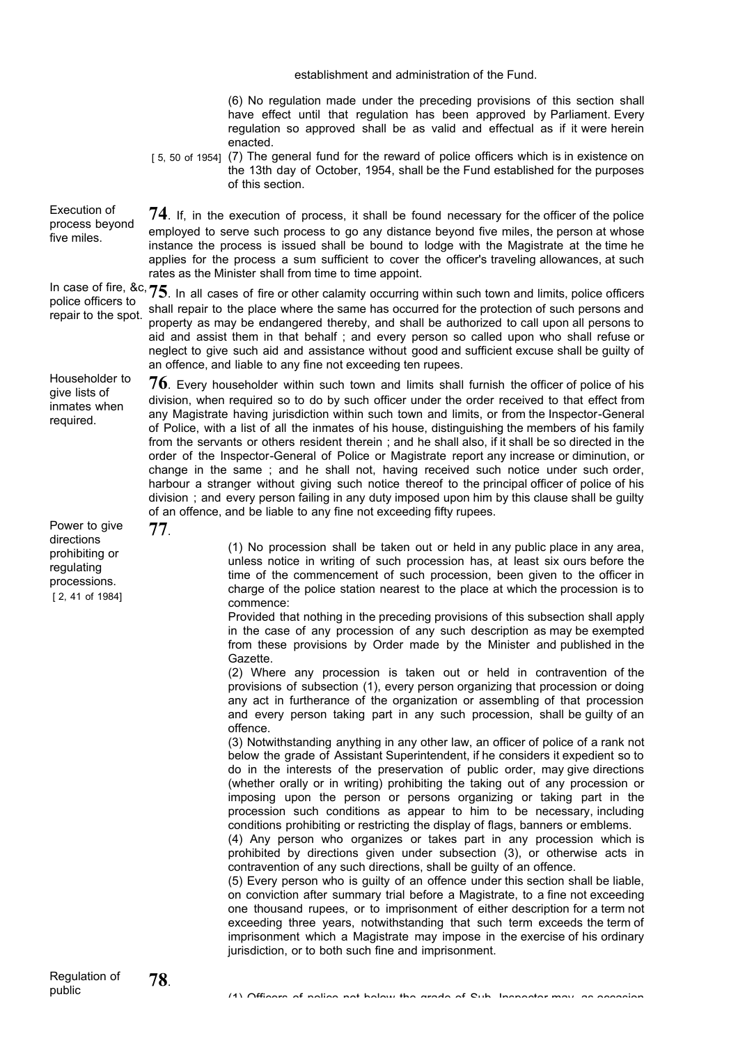establishment and administration of the Fund.

(6) No regulation made under the preceding provisions of this section shall have effect until that regulation has been approved by Parliament. Every regulation so approved shall be as valid and effectual as if it were herein enacted.

[ 5, 50 of 1954] (7) The general fund for the reward of police officers which is in existence on the 13th day of October, 1954, shall be the Fund established for the purposes of this section.

Execution of process beyond five miles.

**74**. If, in the execution of process, it shall be found necessary for the officer of the police employed to serve such process to go any distance beyond five miles, the person at whose instance the process is issued shall be bound to lodge with the Magistrate at the time he applies for the process a sum sufficient to cover the officer's traveling allowances, at such rates as the Minister shall from time to time appoint.

In case of fire, &c, police officers to repair to the spot.

**75**. In all cases of fire or other calamity occurring within such town and limits, police officers shall repair to the place where the same has occurred for the protection of such persons and property as may be endangered thereby, and shall be authorized to call upon all persons to aid and assist them in that behalf ; and every person so called upon who shall refuse or neglect to give such aid and assistance without good and sufficient excuse shall be guilty of an offence, and liable to any fine not exceeding ten rupees.

Householder to give lists of inmates when required.

**76**. Every householder within such town and limits shall furnish the officer of police of his division, when required so to do by such officer under the order received to that effect from any Magistrate having jurisdiction within such town and limits, or from the Inspector-General of Police, with a list of all the inmates of his house, distinguishing the members of his family from the servants or others resident therein ; and he shall also, if it shall be so directed in the order of the Inspector-General of Police or Magistrate report any increase or diminution, or change in the same ; and he shall not, having received such notice under such order, harbour a stranger without giving such notice thereof to the principal officer of police of his division ; and every person failing in any duty imposed upon him by this clause shall be guilty of an offence, and be liable to any fine not exceeding fifty rupees.

Power to give directions prohibiting or regulating processions.
[ 2, 41 of 1984]

**77**.

(1) No procession shall be taken out or held in any public place in any area, unless notice in writing of such procession has, at least six ours before the time of the commencement of such procession, been given to the officer in charge of the police station nearest to the place at which the procession is to commence:

Provided that nothing in the preceding provisions of this subsection shall apply in the case of any procession of any such description as may be exempted from these provisions by Order made by the Minister and published in the Gazette.

(2) Where any procession is taken out or held in contravention of the provisions of subsection (1), every person organizing that procession or doing any act in furtherance of the organization or assembling of that procession and every person taking part in any such procession, shall be guilty of an offence.

(3) Notwithstanding anything in any other law, an officer of police of a rank not below the grade of Assistant Superintendent, if he considers it expedient so to do in the interests of the preservation of public order, may give directions (whether orally or in writing) prohibiting the taking out of any procession or imposing upon the person or persons organizing or taking part in the procession such conditions as appear to him to be necessary, including conditions prohibiting or restricting the display of flags, banners or emblems.

(4) Any person who organizes or takes part in any procession which is prohibited by directions given under subsection (3), or otherwise acts in contravention of any such directions, shall be guilty of an offence.

(5) Every person who is guilty of an offence under this section shall be liable, on conviction after summary trial before a Magistrate, to a fine not exceeding one thousand rupees, or to imprisonment of either description for a term not exceeding three years, notwithstanding that such term exceeds the term of imprisonment which a Magistrate may impose in the exercise of his ordinary jurisdiction, or to both such fine and imprisonment.

Regulation of public

**78**.

(1) Officers of police not below the grade of Sub-Inspector may, as occasion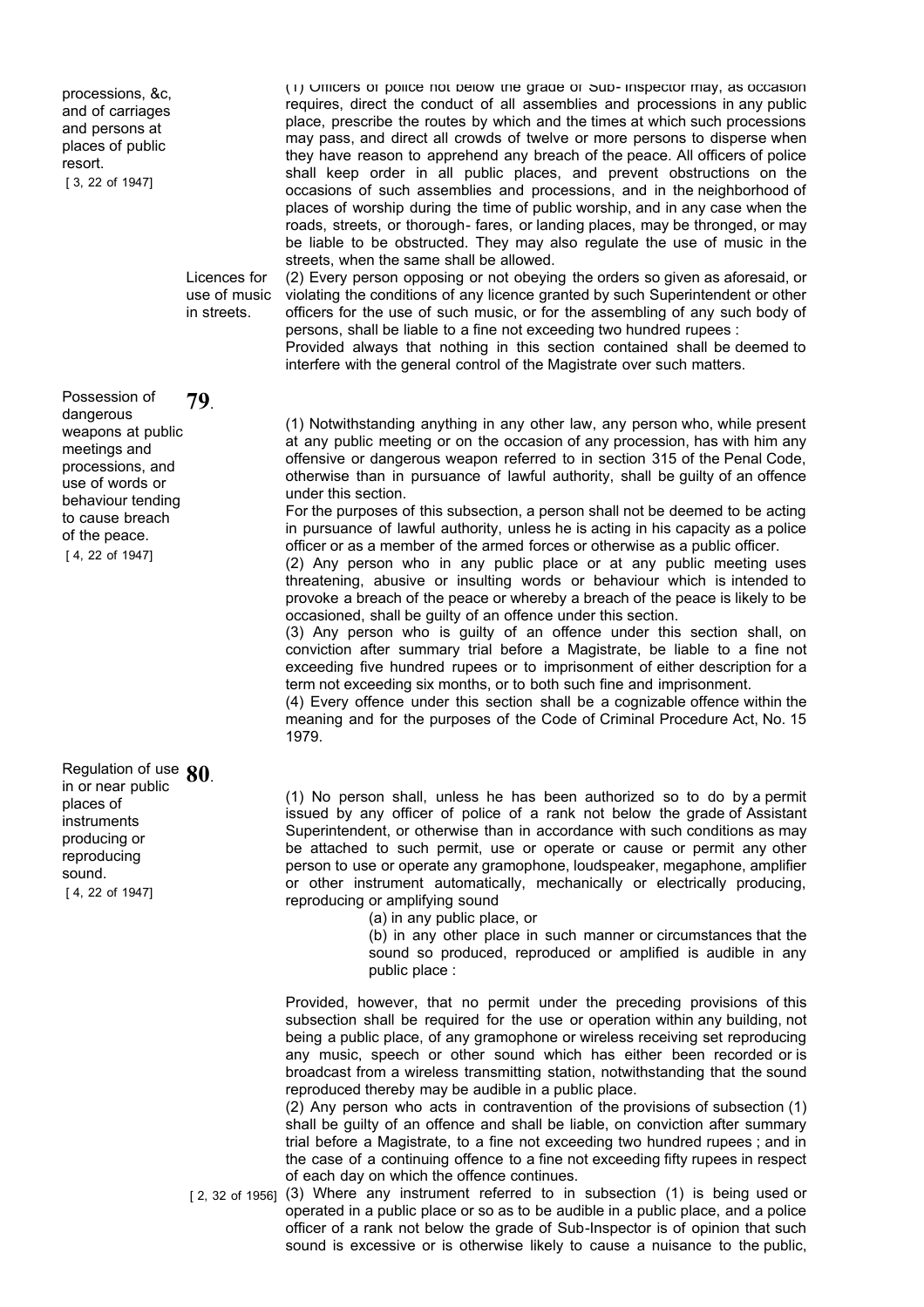processions, &c, and of carriages and persons at places of public resort.
[ 3, 22 of 1947]

(1) Officers of police not below the grade of Sub- Inspector may, as occasion requires, direct the conduct of all assemblies and processions in any public place, prescribe the routes by which and the times at which such processions may pass, and direct all crowds of twelve or more persons to disperse when they have reason to apprehend any breach of the peace. All officers of police shall keep order in all public places, and prevent obstructions on the occasions of such assemblies and processions, and in the neighborhood of places of worship during the time of public worship, and in any case when the roads, streets, or thorough- fares, or landing places, may be thronged, or may be liable to be obstructed. They may also regulate the use of music in the streets, when the same shall be allowed.

Licences for use of music in streets.

(2) Every person opposing or not obeying the orders so given as aforesaid, or violating the conditions of any licence granted by such Superintendent or other officers for the use of such music, or for the assembling of any such body of persons, shall be liable to a fine not exceeding two hundred rupees :

Provided always that nothing in this section contained shall be deemed to interfere with the general control of the Magistrate over such matters.

Possession of dangerous weapons at public meetings and processions, and use of words or behaviour tending to cause breach of the peace.
[ 4, 22 of 1947]

**79**.

(1) Notwithstanding anything in any other law, any person who, while present at any public meeting or on the occasion of any procession, has with him any offensive or dangerous weapon referred to in section 315 of the Penal Code, otherwise than in pursuance of lawful authority, shall be guilty of an offence under this section.

For the purposes of this subsection, a person shall not be deemed to be acting in pursuance of lawful authority, unless he is acting in his capacity as a police officer or as a member of the armed forces or otherwise as a public officer.

(2) Any person who in any public place or at any public meeting uses threatening, abusive or insulting words or behaviour which is intended to provoke a breach of the peace or whereby a breach of the peace is likely to be occasioned, shall be guilty of an offence under this section.

(3) Any person who is guilty of an offence under this section shall, on conviction after summary trial before a Magistrate, be liable to a fine not exceeding five hundred rupees or to imprisonment of either description for a term not exceeding six months, or to both such fine and imprisonment.

(4) Every offence under this section shall be a cognizable offence within the meaning and for the purposes of the Code of Criminal Procedure Act, No. 15 1979.

Regulation of use in or near public places of instruments producing or reproducing sound.
[ 4, 22 of 1947]

**80**.

(1) No person shall, unless he has been authorized so to do by a permit issued by any officer of police of a rank not below the grade of Assistant Superintendent, or otherwise than in accordance with such conditions as may be attached to such permit, use or operate or cause or permit any other person to use or operate any gramophone, loudspeaker, megaphone, amplifier or other instrument automatically, mechanically or electrically producing, reproducing or amplifying sound

(a) in any public place, or

(b) in any other place in such manner or circumstances that the sound so produced, reproduced or amplified is audible in any public place :

Provided, however, that no permit under the preceding provisions of this subsection shall be required for the use or operation within any building, not being a public place, of any gramophone or wireless receiving set reproducing any music, speech or other sound which has either been recorded or is broadcast from a wireless transmitting station, notwithstanding that the sound reproduced thereby may be audible in a public place.

(2) Any person who acts in contravention of the provisions of subsection (1) shall be guilty of an offence and shall be liable, on conviction after summary trial before a Magistrate, to a fine not exceeding two hundred rupees ; and in the case of a continuing offence to a fine not exceeding fifty rupees in respect of each day on which the offence continues.

[ 2, 32 of 1956]

(3) Where any instrument referred to in subsection (1) is being used or operated in a public place or so as to be audible in a public place, and a police officer of a rank not below the grade of Sub-Inspector is of opinion that such sound is excessive or is otherwise likely to cause a nuisance to the public,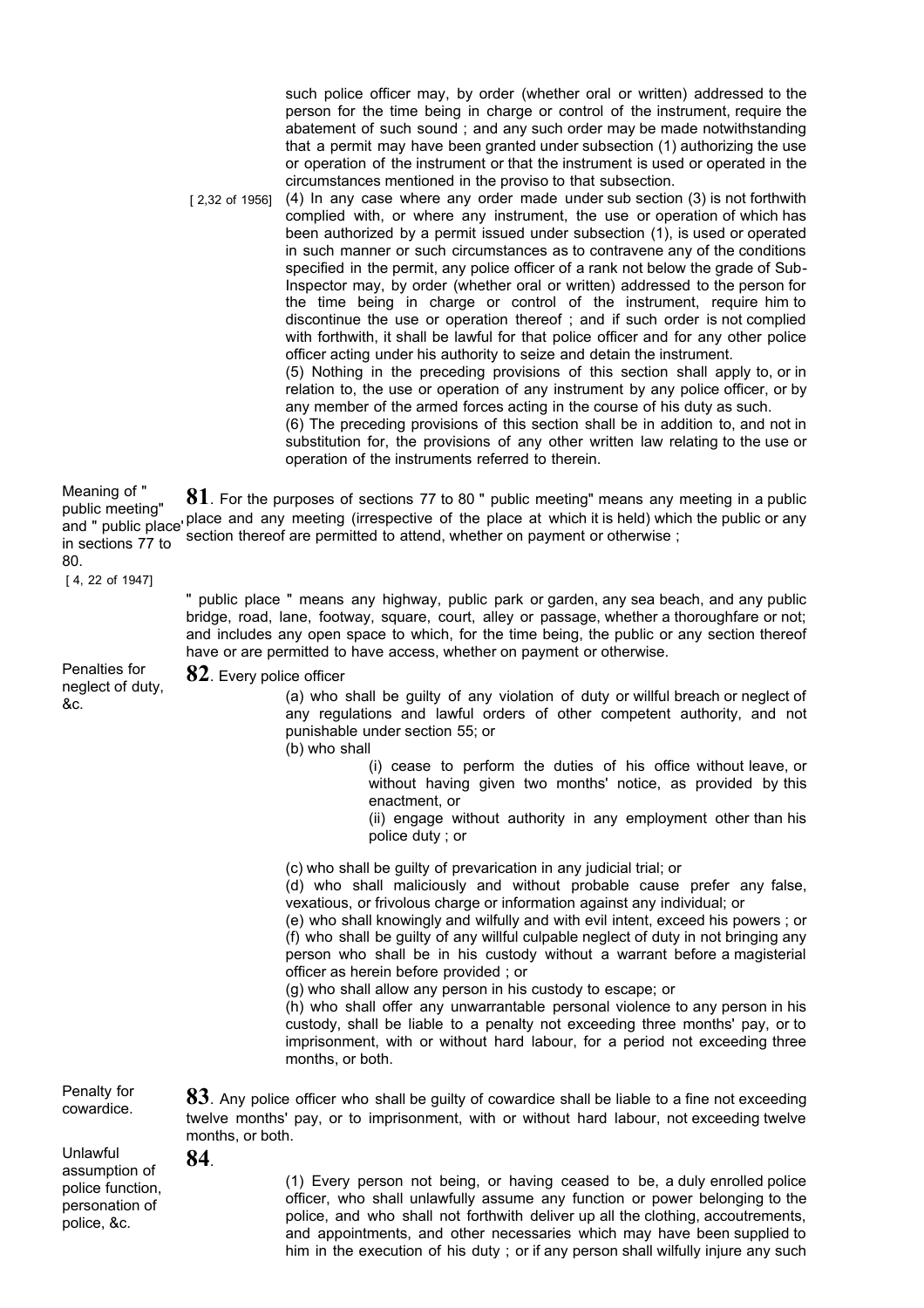such police officer may, by order (whether oral or written) addressed to the person for the time being in charge or control of the instrument, require the abatement of such sound ; and any such order may be made notwithstanding that a permit may have been granted under subsection (1) authorizing the use or operation of the instrument or that the instrument is used or operated in the circumstances mentioned in the proviso to that subsection.

[ 2,32 of 1956] (4) In any case where any order made under sub section (3) is not forthwith complied with, or where any instrument, the use or operation of which has been authorized by a permit issued under subsection (1), is used or operated in such manner or such circumstances as to contravene any of the conditions specified in the permit, any police officer of a rank not below the grade of Sub-Inspector may, by order (whether oral or written) addressed to the person for the time being in charge or control of the instrument, require him to discontinue the use or operation thereof ; and if such order is not complied with forthwith, it shall be lawful for that police officer and for any other police officer acting under his authority to seize and detain the instrument.

(5) Nothing in the preceding provisions of this section shall apply to, or in relation to, the use or operation of any instrument by any police officer, or by any member of the armed forces acting in the course of his duty as such.

(6) The preceding provisions of this section shall be in addition to, and not in substitution for, the provisions of any other written law relating to the use or operation of the instruments referred to therein.

Meaning of " public meeting" and " public place" in sections 77 to 80.
[ 4, 22 of 1947]

**81**. For the purposes of sections 77 to 80 " public meeting" means any meeting in a public place and any meeting (irrespective of the place at which it is held) which the public or any section thereof are permitted to attend, whether on payment or otherwise ;

" public place " means any highway, public park or garden, any sea beach, and any public bridge, road, lane, footway, square, court, alley or passage, whether a thoroughfare or not; and includes any open space to which, for the time being, the public or any section thereof have or are permitted to have access, whether on payment or otherwise.

Penalties for neglect of duty, &c.

**82**. Every police officer

(a) who shall be guilty of any violation of duty or willful breach or neglect of any regulations and lawful orders of other competent authority, and not punishable under section 55; or

(b) who shall

(i) cease to perform the duties of his office without leave, or without having given two months' notice, as provided by this enactment, or

(ii) engage without authority in any employment other than his police duty ; or

(c) who shall be guilty of prevarication in any judicial trial; or

(d) who shall maliciously and without probable cause prefer any false, vexatious, or frivolous charge or information against any individual; or

(e) who shall knowingly and wilfully and with evil intent, exceed his powers ; or

(f) who shall be guilty of any willful culpable neglect of duty in not bringing any person who shall be in his custody without a warrant before a magisterial officer as herein before provided ; or

(g) who shall allow any person in his custody to escape; or

(h) who shall offer any unwarrantable personal violence to any person in his custody, shall be liable to a penalty not exceeding three months' pay, or to imprisonment, with or without hard labour, for a period not exceeding three months, or both.

Penalty for cowardice.

**83**. Any police officer who shall be guilty of cowardice shall be liable to a fine not exceeding twelve months' pay, or to imprisonment, with or without hard labour, not exceeding twelve months, or both.

Unlawful assumption of police function, personation of police, &c.

**84**.

(1) Every person not being, or having ceased to be, a duly enrolled police officer, who shall unlawfully assume any function or power belonging to the police, and who shall not forthwith deliver up all the clothing, accoutrements, and appointments, and other necessaries which may have been supplied to him in the execution of his duty ; or if any person shall wilfully injure any such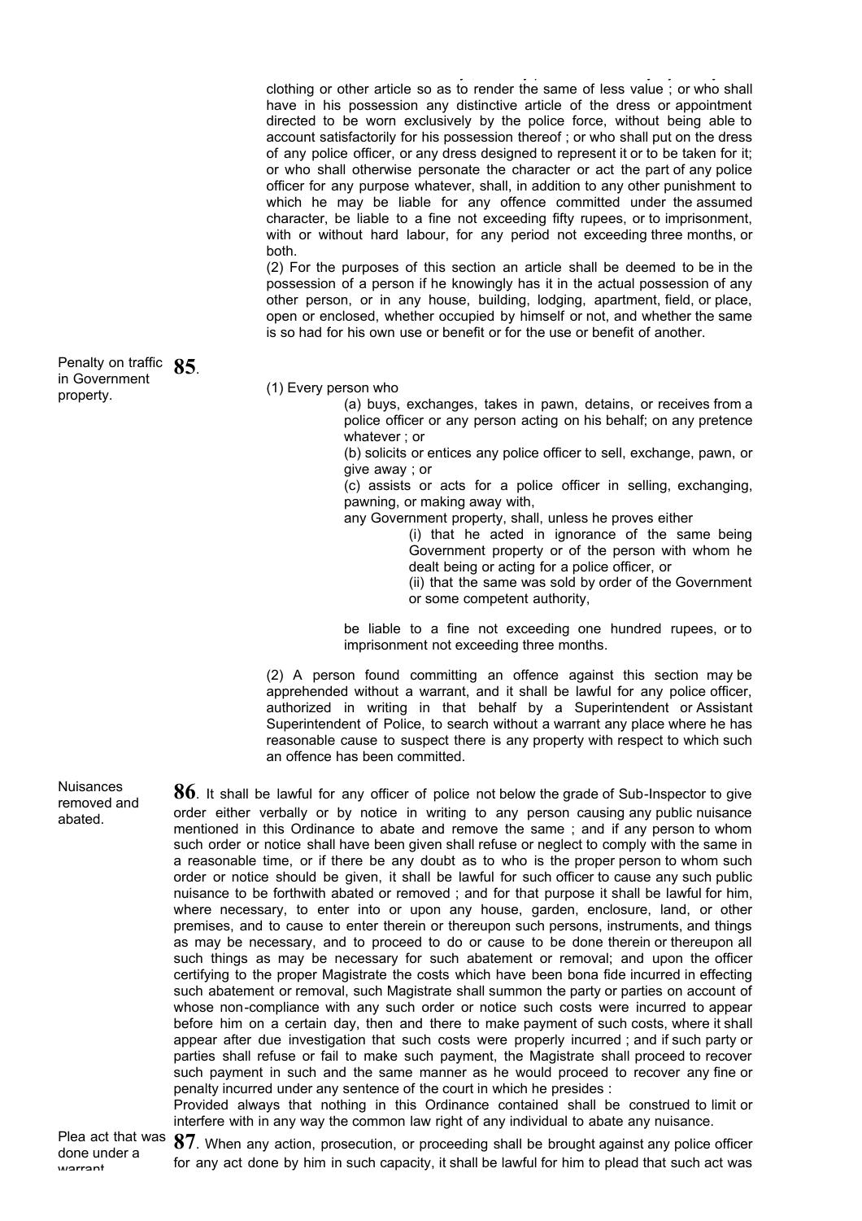clothing or other article so as to render the same of less value ; or who shall have in his possession any distinctive article of the dress or appointment directed to be worn exclusively by the police force, without being able to account satisfactorily for his possession thereof ; or who shall put on the dress of any police officer, or any dress designed to represent it or to be taken for it; or who shall otherwise personate the character or act the part of any police officer for any purpose whatever, shall, in addition to any other punishment to which he may be liable for any offence committed under the assumed character, be liable to a fine not exceeding fifty rupees, or to imprisonment, with or without hard labour, for any period not exceeding three months, or both.

(2) For the purposes of this section an article shall be deemed to be in the possession of a person if he knowingly has it in the actual possession of any other person, or in any house, building, lodging, apartment, field, or place, open or enclosed, whether occupied by himself or not, and whether the same is so had for his own use or benefit or for the use or benefit of another.

Penalty on traffic in Government property.

**85**.

(1) Every person who

(a) buys, exchanges, takes in pawn, detains, or receives from a police officer or any person acting on his behalf; on any pretence whatever ; or

(b) solicits or entices any police officer to sell, exchange, pawn, or give away ; or

(c) assists or acts for a police officer in selling, exchanging, pawning, or making away with,

any Government property, shall, unless he proves either

(i) that he acted in ignorance of the same being Government property or of the person with whom he dealt being or acting for a police officer, or

(ii) that the same was sold by order of the Government or some competent authority,

be liable to a fine not exceeding one hundred rupees, or to imprisonment not exceeding three months.

(2) A person found committing an offence against this section may be apprehended without a warrant, and it shall be lawful for any police officer, authorized in writing in that behalf by a Superintendent or Assistant Superintendent of Police, to search without a warrant any place where he has reasonable cause to suspect there is any property with respect to which such an offence has been committed.

Nuisances removed and abated.

**86**. It shall be lawful for any officer of police not below the grade of Sub-Inspector to give order either verbally or by notice in writing to any person causing any public nuisance mentioned in this Ordinance to abate and remove the same ; and if any person to whom such order or notice shall have been given shall refuse or neglect to comply with the same in a reasonable time, or if there be any doubt as to who is the proper person to whom such order or notice should be given, it shall be lawful for such officer to cause any such public nuisance to be forthwith abated or removed ; and for that purpose it shall be lawful for him, where necessary, to enter into or upon any house, garden, enclosure, land, or other premises, and to cause to enter therein or thereupon such persons, instruments, and things as may be necessary, and to proceed to do or cause to be done therein or thereupon all such things as may be necessary for such abatement or removal; and upon the officer certifying to the proper Magistrate the costs which have been bona fide incurred in effecting such abatement or removal, such Magistrate shall summon the party or parties on account of whose non-compliance with any such order or notice such costs were incurred to appear before him on a certain day, then and there to make payment of such costs, where it shall appear after due investigation that such costs were properly incurred ; and if such party or parties shall refuse or fail to make such payment, the Magistrate shall proceed to recover such payment in such and the same manner as he would proceed to recover any fine or penalty incurred under any sentence of the court in which he presides :

Provided always that nothing in this Ordinance contained shall be construed to limit or interfere with in any way the common law right of any individual to abate any nuisance.

Plea act that was done under a warrant.

**87**. When any action, prosecution, or proceeding shall be brought against any police officer for any act done by him in such capacity, it shall be lawful for him to plead that such act was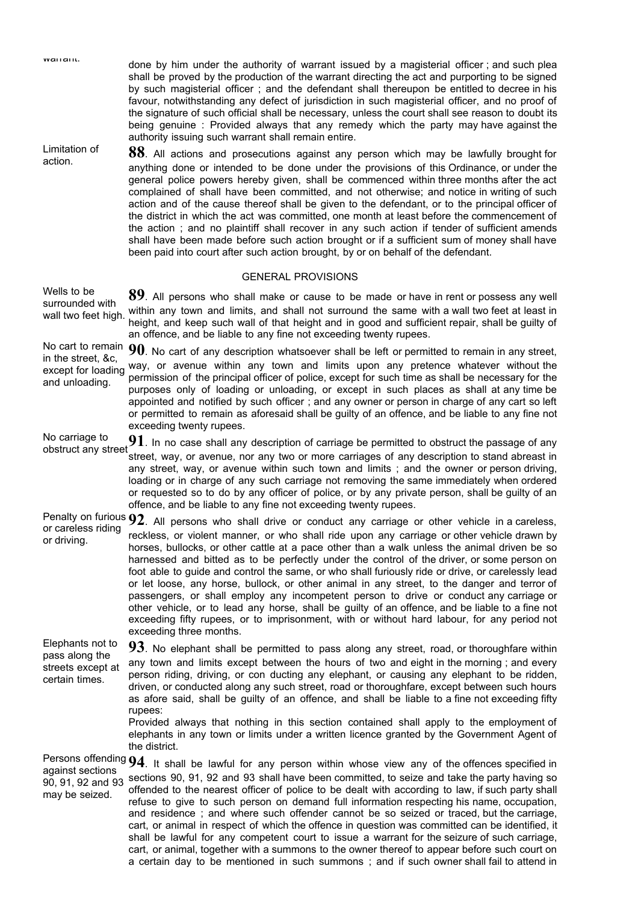warrant.

done by him under the authority of warrant issued by a magisterial officer ; and such plea shall be proved by the production of the warrant directing the act and purporting to be signed by such magisterial officer ; and the defendant shall thereupon be entitled to decree in his favour, notwithstanding any defect of jurisdiction in such magisterial officer, and no proof of the signature of such official shall be necessary, unless the court shall see reason to doubt its being genuine : Provided always that any remedy which the party may have against the authority issuing such warrant shall remain entire.

Limitation of action.

**88**. All actions and prosecutions against any person which may be lawfully brought for anything done or intended to be done under the provisions of this Ordinance, or under the general police powers hereby given, shall be commenced within three months after the act complained of shall have been committed, and not otherwise; and notice in writing of such action and of the cause thereof shall be given to the defendant, or to the principal officer of the district in which the act was committed, one month at least before the commencement of the action ; and no plaintiff shall recover in any such action if tender of sufficient amends shall have been made before such action brought or if a sufficient sum of money shall have been paid into court after such action brought, by or on behalf of the defendant.

## GENERAL PROVISIONS

Wells to be surrounded with wall two feet high.

**89**. All persons who shall make or cause to be made or have in rent or possess any well within any town and limits, and shall not surround the same with a wall two feet at least in height, and keep such wall of that height and in good and sufficient repair, shall be guilty of an offence, and be liable to any fine not exceeding twenty rupees.

No cart to remain in the street, &c, except for loading and unloading.

**90**. No cart of any description whatsoever shall be left or permitted to remain in any street, way, or avenue within any town and limits upon any pretence whatever without the permission of the principal officer of police, except for such time as shall be necessary for the purposes only of loading or unloading, or except in such places as shall at any time be appointed and notified by such officer ; and any owner or person in charge of any cart so left or permitted to remain as aforesaid shall be guilty of an offence, and be liable to any fine not exceeding twenty rupees.

No carriage to obstruct any street

**91**. In no case shall any description of carriage be permitted to obstruct the passage of any street, way, or avenue, nor any two or more carriages of any description to stand abreast in any street, way, or avenue within such town and limits ; and the owner or person driving, loading or in charge of any such carriage not removing the same immediately when ordered or requested so to do by any officer of police, or by any private person, shall be guilty of an offence, and be liable to any fine not exceeding twenty rupees.

Penalty on furious or careless riding or driving.

**92**. All persons who shall drive or conduct any carriage or other vehicle in a careless, reckless, or violent manner, or who shall ride upon any carriage or other vehicle drawn by horses, bullocks, or other cattle at a pace other than a walk unless the animal driven be so harnessed and bitted as to be perfectly under the control of the driver, or some person on foot able to guide and control the same, or who shall furiously ride or drive, or carelessly lead or let loose, any horse, bullock, or other animal in any street, to the danger and terror of passengers, or shall employ any incompetent person to drive or conduct any carriage or other vehicle, or to lead any horse, shall be guilty of an offence, and be liable to a fine not exceeding fifty rupees, or to imprisonment, with or without hard labour, for any period not exceeding three months.

Elephants not to pass along the streets except at certain times.

**93**. No elephant shall be permitted to pass along any street, road, or thoroughfare within any town and limits except between the hours of two and eight in the morning ; and every person riding, driving, or con ducting any elephant, or causing any elephant to be ridden, driven, or conducted along any such street, road or thoroughfare, except between such hours as afore said, shall be guilty of an offence, and shall be liable to a fine not exceeding fifty rupees:

Provided always that nothing in this section contained shall apply to the employment of elephants in any town or limits under a written licence granted by the Government Agent of the district.

Persons offending against sections 90, 91, 92 and 93 may be seized.

**94**. It shall be lawful for any person within whose view any of the offences specified in sections 90, 91, 92 and 93 shall have been committed, to seize and take the party having so offended to the nearest officer of police to be dealt with according to law, if such party shall refuse to give to such person on demand full information respecting his name, occupation, and residence ; and where such offender cannot be so seized or traced, but the carriage, cart, or animal in respect of which the offence in question was committed can be identified, it shall be lawful for any competent court to issue a warrant for the seizure of such carriage, cart, or animal, together with a summons to the owner thereof to appear before such court on a certain day to be mentioned in such summons ; and if such owner shall fail to attend in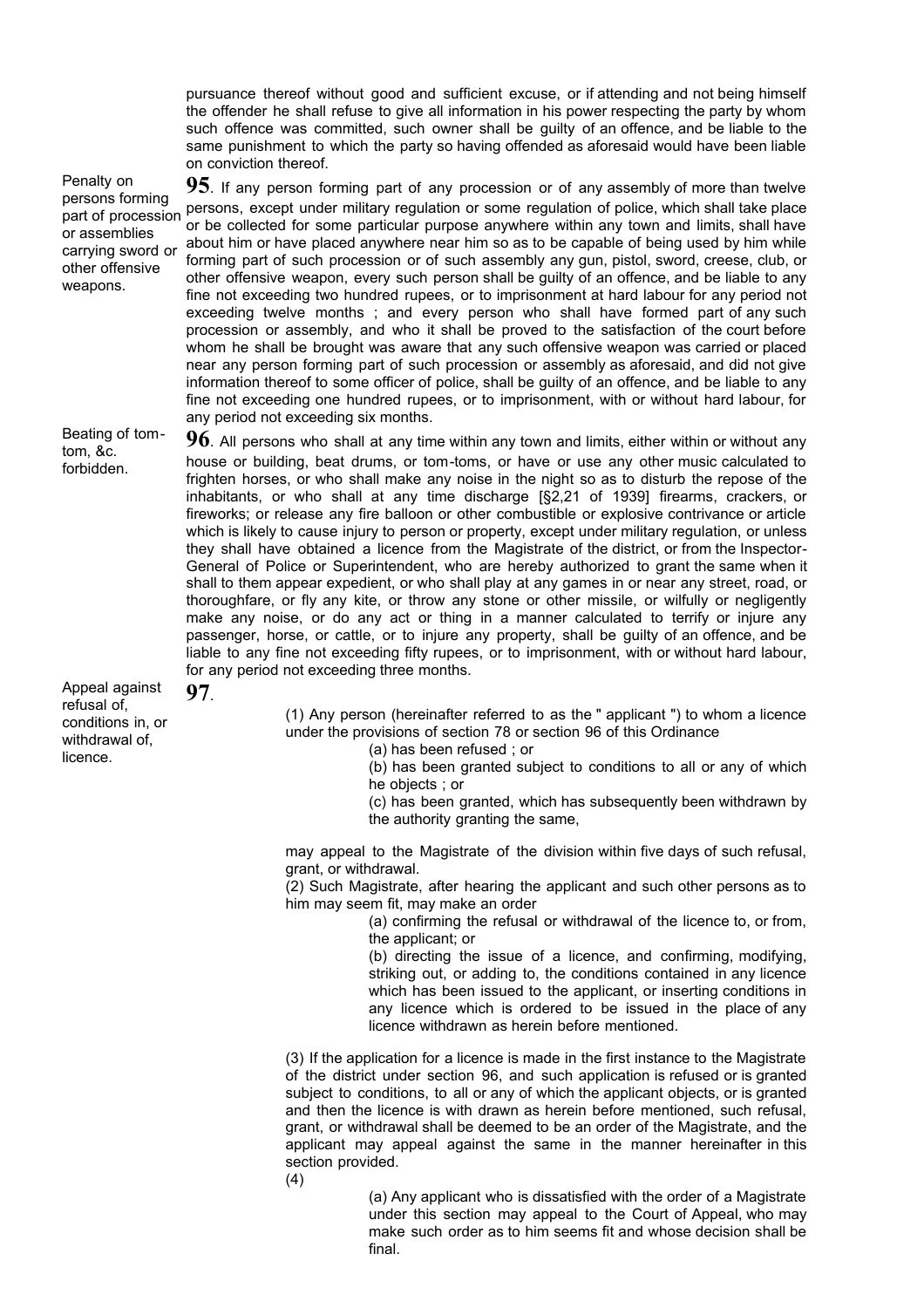pursuance thereof without good and sufficient excuse, or if attending and not being himself the offender he shall refuse to give all information in his power respecting the party by whom such offence was committed, such owner shall be guilty of an offence, and be liable to the same punishment to which the party so having offended as aforesaid would have been liable on conviction thereof.

*Penalty on persons forming part of procession or assemblies carrying sword or other offensive weapons.*

**95**. If any person forming part of any procession or of any assembly of more than twelve persons, except under military regulation or some regulation of police, which shall take place or be collected for some particular purpose anywhere within any town and limits, shall have about him or have placed anywhere near him so as to be capable of being used by him while forming part of such procession or of such assembly any gun, pistol, sword, creese, club, or other offensive weapon, every such person shall be guilty of an offence, and be liable to any fine not exceeding two hundred rupees, or to imprisonment at hard labour for any period not exceeding twelve months ; and every person who shall have formed part of any such procession or assembly, and who it shall be proved to the satisfaction of the court before whom he shall be brought was aware that any such offensive weapon was carried or placed near any person forming part of such procession or assembly as aforesaid, and did not give information thereof to some officer of police, shall be guilty of an offence, and be liable to any fine not exceeding one hundred rupees, or to imprisonment, with or without hard labour, for any period not exceeding six months.

*Beating of tom-tom, &c. forbidden.*

**96**. All persons who shall at any time within any town and limits, either within or without any house or building, beat drums, or tom-toms, or have or use any other music calculated to frighten horses, or who shall make any noise in the night so as to disturb the repose of the inhabitants, or who shall at any time discharge [§2,21 of 1939] firearms, crackers, or fireworks; or release any fire balloon or other combustible or explosive contrivance or article which is likely to cause injury to person or property, except under military regulation, or unless they shall have obtained a licence from the Magistrate of the district, or from the Inspector-General of Police or Superintendent, who are hereby authorized to grant the same when it shall to them appear expedient, or who shall play at any games in or near any street, road, or thoroughfare, or fly any kite, or throw any stone or other missile, or wilfully or negligently make any noise, or do any act or thing in a manner calculated to terrify or injure any passenger, horse, or cattle, or to injure any property, shall be guilty of an offence, and be liable to any fine not exceeding fifty rupees, or to imprisonment, with or without hard labour, for any period not exceeding three months.

*Appeal against refusal of, conditions in, or withdrawal of, licence.*

**97**.

(1) Any person (hereinafter referred to as the " applicant ") to whom a licence under the provisions of section 78 or section 96 of this Ordinance

(a) has been refused ; or

(b) has been granted subject to conditions to all or any of which he objects ; or

(c) has been granted, which has subsequently been withdrawn by the authority granting the same,

may appeal to the Magistrate of the division within five days of such refusal, grant, or withdrawal.

(2) Such Magistrate, after hearing the applicant and such other persons as to him may seem fit, may make an order

(a) confirming the refusal or withdrawal of the licence to, or from, the applicant; or

(b) directing the issue of a licence, and confirming, modifying, striking out, or adding to, the conditions contained in any licence which has been issued to the applicant, or inserting conditions in any licence which is ordered to be issued in the place of any licence withdrawn as herein before mentioned.

(3) If the application for a licence is made in the first instance to the Magistrate of the district under section 96, and such application is refused or is granted subject to conditions, to all or any of which the applicant objects, or is granted and then the licence is with drawn as herein before mentioned, such refusal, grant, or withdrawal shall be deemed to be an order of the Magistrate, and the applicant may appeal against the same in the manner hereinafter in this section provided.

(4)

(a) Any applicant who is dissatisfied with the order of a Magistrate under this section may appeal to the Court of Appeal, who may make such order as to him seems fit and whose decision shall be final.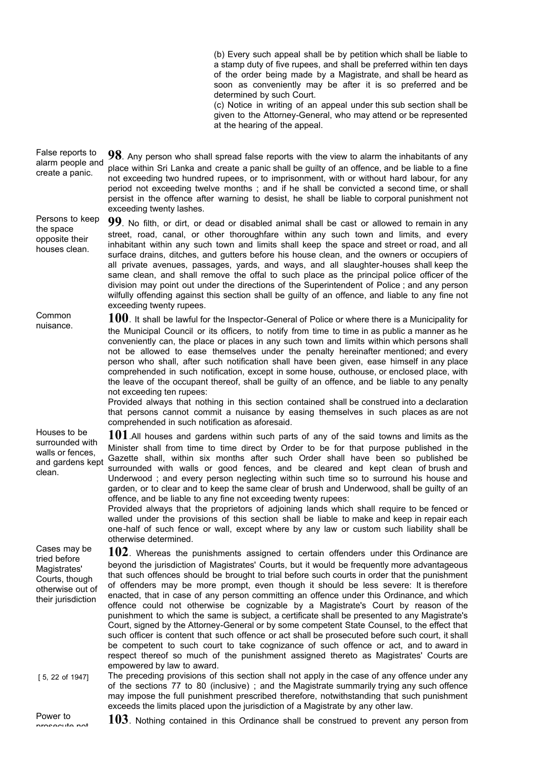(b) Every such appeal shall be by petition which shall be liable to a stamp duty of five rupees, and shall be preferred within ten days of the order being made by a Magistrate, and shall be heard as soon as conveniently may be after it is so preferred and be determined by such Court.

(c) Notice in writing of an appeal under this sub section shall be given to the Attorney-General, who may attend or be represented at the hearing of the appeal.

*False reports to alarm people and create a panic.*

**98**. Any person who shall spread false reports with the view to alarm the inhabitants of any place within Sri Lanka and create a panic shall be guilty of an offence, and be liable to a fine not exceeding two hundred rupees, or to imprisonment, with or without hard labour, for any period not exceeding twelve months ; and if he shall be convicted a second time, or shall persist in the offence after warning to desist, he shall be liable to corporal punishment not exceeding twenty lashes.

*Persons to keep the space opposite their houses clean.*

**99**. No filth, or dirt, or dead or disabled animal shall be cast or allowed to remain in any street, road, canal, or other thoroughfare within any such town and limits, and every inhabitant within any such town and limits shall keep the space and street or road, and all surface drains, ditches, and gutters before his house clean, and the owners or occupiers of all private avenues, passages, yards, and ways, and all slaughter-houses shall keep the same clean, and shall remove the offal to such place as the principal police officer of the division may point out under the directions of the Superintendent of Police ; and any person wilfully offending against this section shall be guilty of an offence, and liable to any fine not exceeding twenty rupees.

*Common nuisance.*

**100**. It shall be lawful for the Inspector-General of Police or where there is a Municipality for the Municipal Council or its officers, to notify from time to time in as public a manner as he conveniently can, the place or places in any such town and limits within which persons shall not be allowed to ease themselves under the penalty hereinafter mentioned; and every person who shall, after such notification shall have been given, ease himself in any place comprehended in such notification, except in some house, outhouse, or enclosed place, with the leave of the occupant thereof, shall be guilty of an offence, and be liable to any penalty not exceeding ten rupees:

Provided always that nothing in this section contained shall be construed into a declaration that persons cannot commit a nuisance by easing themselves in such places as are not comprehended in such notification as aforesaid.

*Houses to be surrounded with walls or fences, and gardens kept clean.*

**101**.All houses and gardens within such parts of any of the said towns and limits as the Minister shall from time to time direct by Order to be for that purpose published in the Gazette shall, within six months after such Order shall have been so published be surrounded with walls or good fences, and be cleared and kept clean of brush and Underwood ; and every person neglecting within such time so to surround his house and garden, or to clear and to keep the same clear of brush and Underwood, shall be guilty of an offence, and be liable to any fine not exceeding twenty rupees:

Provided always that the proprietors of adjoining lands which shall require to be fenced or walled under the provisions of this section shall be liable to make and keep in repair each one-half of such fence or wall, except where by any law or custom such liability shall be otherwise determined.

*Cases may be tried before Magistrates' Courts, though otherwise out of their jurisdiction*

**102**. Whereas the punishments assigned to certain offenders under this Ordinance are beyond the jurisdiction of Magistrates' Courts, but it would be frequently more advantageous that such offences should be brought to trial before such courts in order that the punishment of offenders may be more prompt, even though it should be less severe: It is therefore enacted, that in case of any person committing an offence under this Ordinance, and which offence could not otherwise be cognizable by a Magistrate's Court by reason of the punishment to which the same is subject, a certificate shall be presented to any Magistrate's Court, signed by the Attorney-General or by some competent State Counsel, to the effect that such officer is content that such offence or act shall be prosecuted before such court, it shall be competent to such court to take cognizance of such offence or act, and to award in respect thereof so much of the punishment assigned thereto as Magistrates' Courts are empowered by law to award.

[ 5, 22 of 1947]

The preceding provisions of this section shall not apply in the case of any offence under any of the sections 77 to 80 (inclusive) ; and the Magistrate summarily trying any such offence may impose the full punishment prescribed therefore, notwithstanding that such punishment exceeds the limits placed upon the jurisdiction of a Magistrate by any other law.

*Power to prosecute not*

**103**. Nothing contained in this Ordinance shall be construed to prevent any person from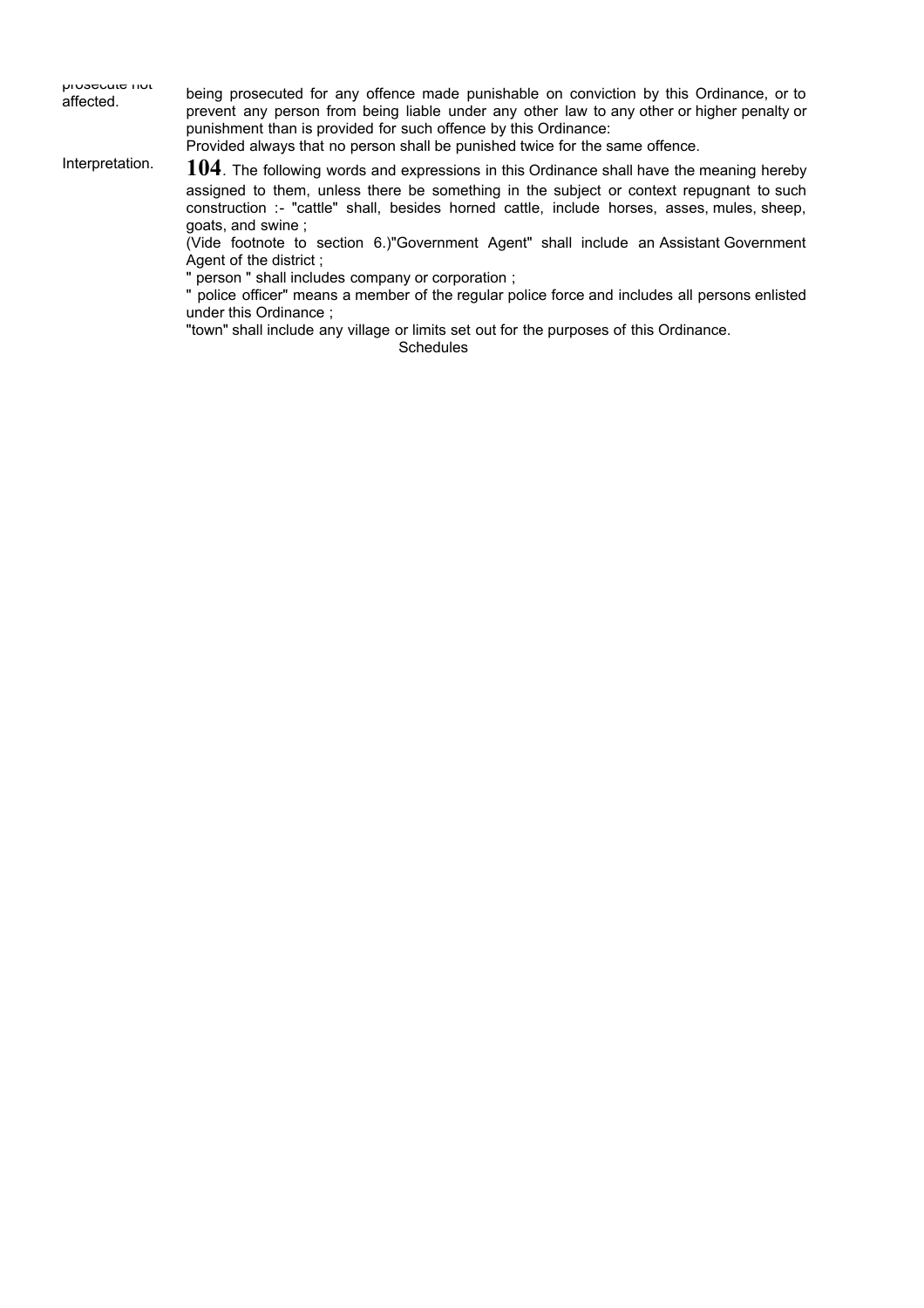prosecute not affected.

being prosecuted for any offence made punishable on conviction by this Ordinance, or to prevent any person from being liable under any other law to any other or higher penalty or punishment than is provided for such offence by this Ordinance:

Provided always that no person shall be punished twice for the same offence.

Interpretation.

**104**. The following words and expressions in this Ordinance shall have the meaning hereby assigned to them, unless there be something in the subject or context repugnant to such construction :- "cattle" shall, besides horned cattle, include horses, asses, mules, sheep, goats, and swine ;

(Vide footnote to section 6.)"Government Agent" shall include an Assistant Government Agent of the district ;

" person " shall includes company or corporation ;

" police officer" means a member of the regular police force and includes all persons enlisted under this Ordinance ;

"town" shall include any village or limits set out for the purposes of this Ordinance.

Schedules